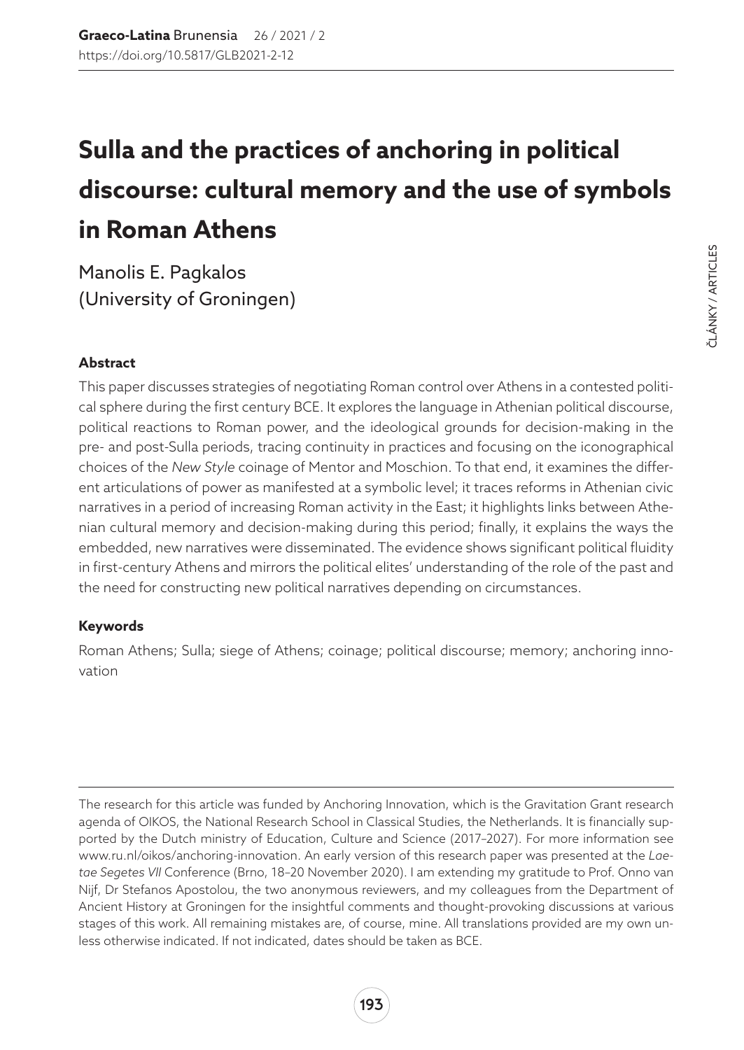# Sulla and the practices of anchoring in political discourse: cultural memory and the use of symbols in Roman Athens

Manolis E. Pagkalos
(University of Groningen)

### Abstract

This paper discusses strategies of negotiating Roman control over Athens in a contested political sphere during the first century BCE. It explores the language in Athenian political discourse, political reactions to Roman power, and the ideological grounds for decision-making in the pre- and post-Sulla periods, tracing continuity in practices and focusing on the iconographical choices of the *New Style* coinage of Mentor and Moschion. To that end, it examines the different articulations of power as manifested at a symbolic level; it traces reforms in Athenian civic narratives in a period of increasing Roman activity in the East; it highlights links between Athenian cultural memory and decision-making during this period; finally, it explains the ways the embedded, new narratives were disseminated. The evidence shows significant political fluidity in first-century Athens and mirrors the political elites' understanding of the role of the past and the need for constructing new political narratives depending on circumstances.

### Keywords

Roman Athens; Sulla; siege of Athens; coinage; political discourse; memory; anchoring innovation

---

The research for this article was funded by Anchoring Innovation, which is the Gravitation Grant research agenda of OIKOS, the National Research School in Classical Studies, the Netherlands. It is financially supported by the Dutch ministry of Education, Culture and Science (2017–2027). For more information see www.ru.nl/oikos/anchoring-innovation. An early version of this research paper was presented at the *Laetae Segetes VII* Conference (Brno, 18–20 November 2020). I am extending my gratitude to Prof. Onno van Nijf, Dr Stefanos Apostolou, the two anonymous reviewers, and my colleagues from the Department of Ancient History at Groningen for the insightful comments and thought-provoking discussions at various stages of this work. All remaining mistakes are, of course, mine. All translations provided are my own unless otherwise indicated. If not indicated, dates should be taken as BCE.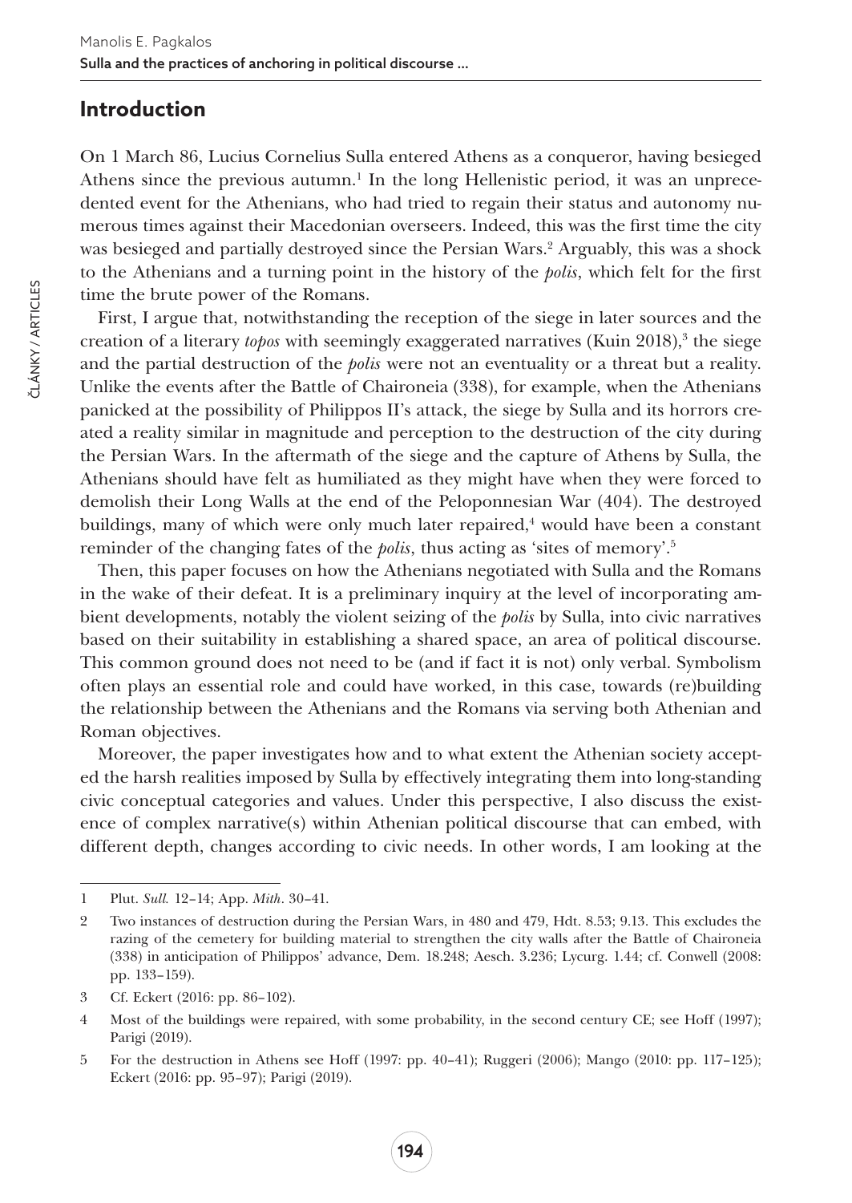## Introduction

On 1 March 86, Lucius Cornelius Sulla entered Athens as a conqueror, having besieged Athens since the previous autumn.[1] In the long Hellenistic period, it was an unprecedented event for the Athenians, who had tried to regain their status and autonomy numerous times against their Macedonian overseers. Indeed, this was the first time the city was besieged and partially destroyed since the Persian Wars.[2] Arguably, this was a shock to the Athenians and a turning point in the history of the *polis*, which felt for the first time the brute power of the Romans.

First, I argue that, notwithstanding the reception of the siege in later sources and the creation of a literary *topos* with seemingly exaggerated narratives (Kuin 2018),[3] the siege and the partial destruction of the *polis* were not an eventuality or a threat but a reality. Unlike the events after the Battle of Chaironeia (338), for example, when the Athenians panicked at the possibility of Philippos II's attack, the siege by Sulla and its horrors created a reality similar in magnitude and perception to the destruction of the city during the Persian Wars. In the aftermath of the siege and the capture of Athens by Sulla, the Athenians should have felt as humiliated as they might have when they were forced to demolish their Long Walls at the end of the Peloponnesian War (404). The destroyed buildings, many of which were only much later repaired,[4] would have been a constant reminder of the changing fates of the *polis*, thus acting as 'sites of memory'.[5]

Then, this paper focuses on how the Athenians negotiated with Sulla and the Romans in the wake of their defeat. It is a preliminary inquiry at the level of incorporating ambient developments, notably the violent seizing of the *polis* by Sulla, into civic narratives based on their suitability in establishing a shared space, an area of political discourse. This common ground does not need to be (and if fact it is not) only verbal. Symbolism often plays an essential role and could have worked, in this case, towards (re)building the relationship between the Athenians and the Romans via serving both Athenian and Roman objectives.

Moreover, the paper investigates how and to what extent the Athenian society accepted the harsh realities imposed by Sulla by effectively integrating them into long-standing civic conceptual categories and values. Under this perspective, I also discuss the existence of complex narrative(s) within Athenian political discourse that can embed, with different depth, changes according to civic needs. In other words, I am looking at the

---

1 Plut. *Sull.* 12–14; App. *Mith*. 30–41.

2 Two instances of destruction during the Persian Wars, in 480 and 479, Hdt. 8.53; 9.13. This excludes the razing of the cemetery for building material to strengthen the city walls after the Battle of Chaironeia (338) in anticipation of Philippos' advance, Dem. 18.248; Aesch. 3.236; Lycurg. 1.44; cf. Conwell (2008: pp. 133–159).

3 Cf. Eckert (2016: pp. 86–102).

4 Most of the buildings were repaired, with some probability, in the second century CE; see Hoff (1997); Parigi (2019).

5 For the destruction in Athens see Hoff (1997: pp. 40–41); Ruggeri (2006); Mango (2010: pp. 117–125); Eckert (2016: pp. 95–97); Parigi (2019).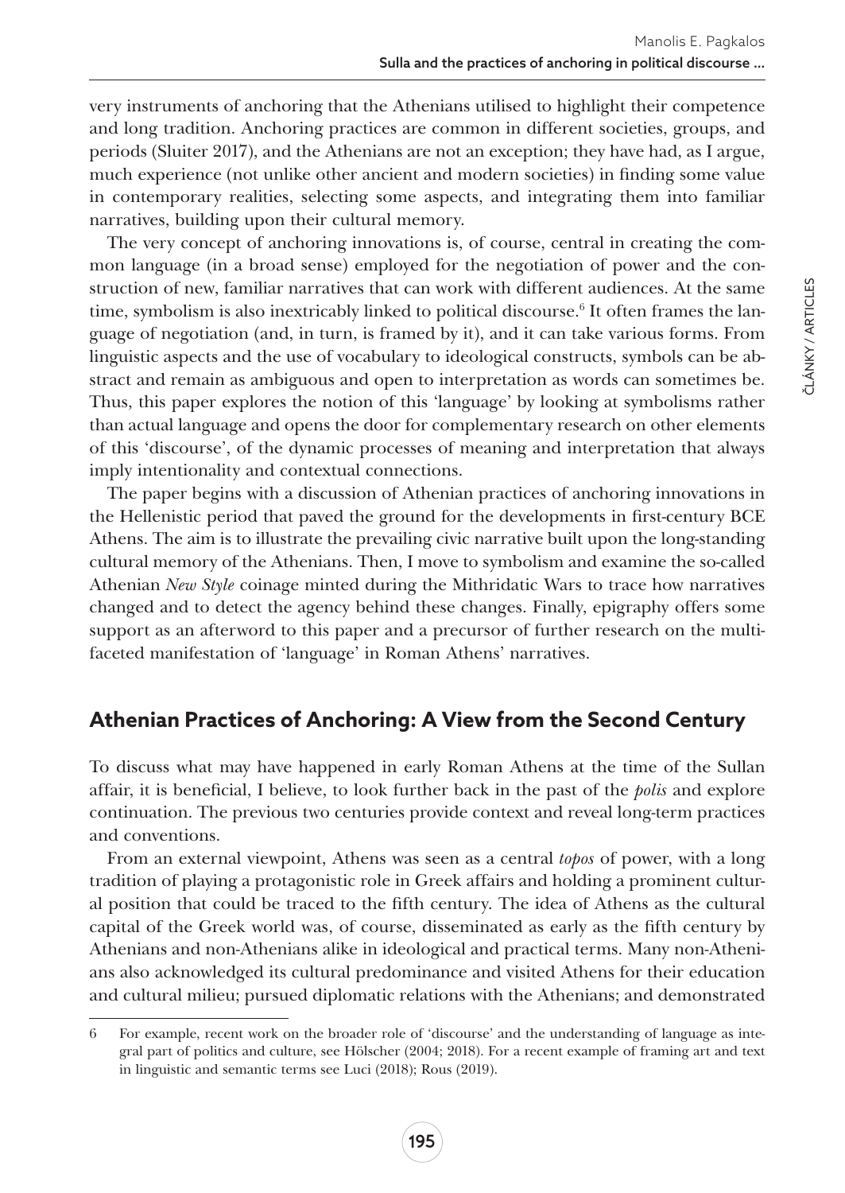very instruments of anchoring that the Athenians utilised to highlight their competence and long tradition. Anchoring practices are common in different societies, groups, and periods (Sluiter 2017), and the Athenians are not an exception; they have had, as I argue, much experience (not unlike other ancient and modern societies) in finding some value in contemporary realities, selecting some aspects, and integrating them into familiar narratives, building upon their cultural memory.

The very concept of anchoring innovations is, of course, central in creating the common language (in a broad sense) employed for the negotiation of power and the construction of new, familiar narratives that can work with different audiences. At the same time, symbolism is also inextricably linked to political discourse.[6] It often frames the language of negotiation (and, in turn, is framed by it), and it can take various forms. From linguistic aspects and the use of vocabulary to ideological constructs, symbols can be abstract and remain as ambiguous and open to interpretation as words can sometimes be. Thus, this paper explores the notion of this 'language' by looking at symbolisms rather than actual language and opens the door for complementary research on other elements of this 'discourse', of the dynamic processes of meaning and interpretation that always imply intentionality and contextual connections.

The paper begins with a discussion of Athenian practices of anchoring innovations in the Hellenistic period that paved the ground for the developments in first-century BCE Athens. The aim is to illustrate the prevailing civic narrative built upon the long-standing cultural memory of the Athenians. Then, I move to symbolism and examine the so-called Athenian *New Style* coinage minted during the Mithridatic Wars to trace how narratives changed and to detect the agency behind these changes. Finally, epigraphy offers some support as an afterword to this paper and a precursor of further research on the multifaceted manifestation of 'language' in Roman Athens' narratives.

## Athenian Practices of Anchoring: A View from the Second Century

To discuss what may have happened in early Roman Athens at the time of the Sullan affair, it is beneficial, I believe, to look further back in the past of the *polis* and explore continuation. The previous two centuries provide context and reveal long-term practices and conventions.

From an external viewpoint, Athens was seen as a central *topos* of power, with a long tradition of playing a protagonistic role in Greek affairs and holding a prominent cultural position that could be traced to the fifth century. The idea of Athens as the cultural capital of the Greek world was, of course, disseminated as early as the fifth century by Athenians and non-Athenians alike in ideological and practical terms. Many non-Athenians also acknowledged its cultural predominance and visited Athens for their education and cultural milieu; pursued diplomatic relations with the Athenians; and demonstrated

---

6 For example, recent work on the broader role of 'discourse' and the understanding of language as integral part of politics and culture, see Hölscher (2004; 2018). For a recent example of framing art and text in linguistic and semantic terms see Luci (2018); Rous (2019).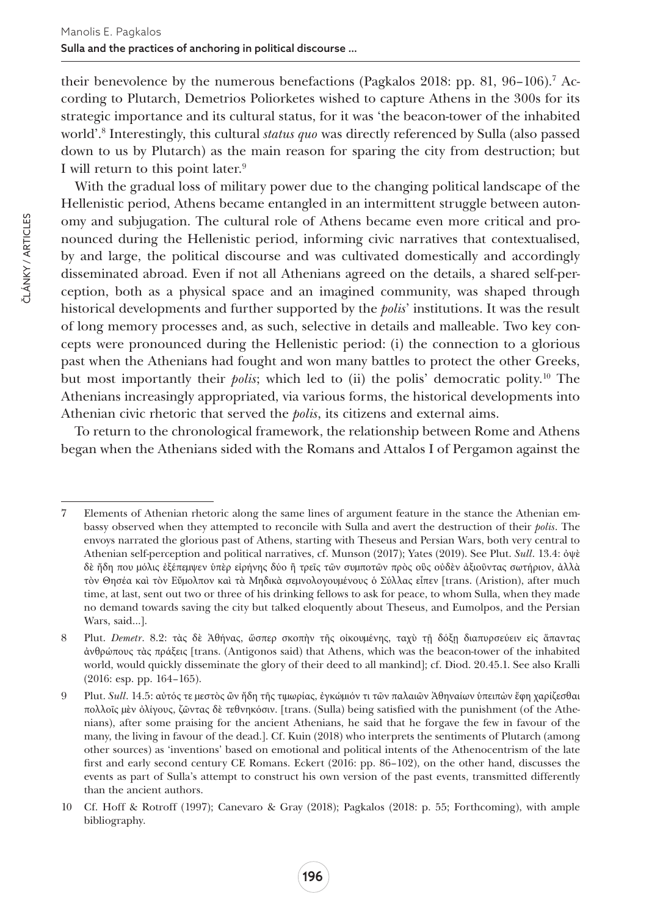their benevolence by the numerous benefactions (Pagkalos 2018: pp. 81, 96–106).[7] According to Plutarch, Demetrios Poliorketes wished to capture Athens in the 300s for its strategic importance and its cultural status, for it was 'the beacon-tower of the inhabited world'.[8] Interestingly, this cultural *status quo* was directly referenced by Sulla (also passed down to us by Plutarch) as the main reason for sparing the city from destruction; but I will return to this point later.[9]

With the gradual loss of military power due to the changing political landscape of the Hellenistic period, Athens became entangled in an intermittent struggle between autonomy and subjugation. The cultural role of Athens became even more critical and pronounced during the Hellenistic period, informing civic narratives that contextualised, by and large, the political discourse and was cultivated domestically and accordingly disseminated abroad. Even if not all Athenians agreed on the details, a shared self-perception, both as a physical space and an imagined community, was shaped through historical developments and further supported by the *polis*' institutions. It was the result of long memory processes and, as such, selective in details and malleable. Two key concepts were pronounced during the Hellenistic period: (i) the connection to a glorious past when the Athenians had fought and won many battles to protect the other Greeks, but most importantly their *polis*; which led to (ii) the polis' democratic polity.[10] The Athenians increasingly appropriated, via various forms, the historical developments into Athenian civic rhetoric that served the *polis*, its citizens and external aims.

To return to the chronological framework, the relationship between Rome and Athens began when the Athenians sided with the Romans and Attalos I of Pergamon against the

---

7 Elements of Athenian rhetoric along the same lines of argument feature in the stance the Athenian embassy observed when they attempted to reconcile with Sulla and avert the destruction of their *polis*. The envoys narrated the glorious past of Athens, starting with Theseus and Persian Wars, both very central to Athenian self-perception and political narratives, cf. Munson (2017); Yates (2019). See Plut. *Sull*. 13.4: ὀψὲ δὲ ἤδη που μόλις ἐξέπεμψεν ὑπὲρ εἰρήνης δύο ἢ τρεῖς τῶν συμποτῶν πρὸς οὓς οὐδὲν ἀξιοῦντας σωτήριον, ἀλλὰ τὸν Θησέα καὶ τὸν Εὔμολπον καὶ τὰ Μηδικὰ σεμνολογουμένους ὁ Σύλλας εἶπεν [trans. (Aristion), after much time, at last, sent out two or three of his drinking fellows to ask for peace, to whom Sulla, when they made no demand towards saving the city but talked eloquently about Theseus, and Eumolpos, and the Persian Wars, said...].

8 Plut. *Demetr*. 8.2: τὰς δὲ Ἀθήνας, ὥσπερ σκοπὴν τῆς οἰκουμένης, ταχὺ τῇ δόξῃ διαπυρσεύειν εἰς ἅπαντας ἀνθρώπους τὰς πράξεις [trans. (Antigonos said) that Athens, which was the beacon-tower of the inhabited world, would quickly disseminate the glory of their deed to all mankind]; cf. Diod. 20.45.1. See also Kralli (2016: esp. pp. 164–165).

9 Plut. *Sull*. 14.5: αὐτός τε μεστὸς ὢν ἤδη τῆς τιμωρίας, ἐγκώμιόν τι τῶν παλαιῶν Ἀθηναίων ὑπειπὼν ἔφη χαρίζεσθαι πολλοῖς μὲν ὀλίγους, ζῶντας δὲ τεθνηκόσιν. [trans. (Sulla) being satisfied with the punishment (of the Athenians), after some praising for the ancient Athenians, he said that he forgave the few in favour of the many, the living in favour of the dead.]. Cf. Kuin (2018) who interprets the sentiments of Plutarch (among other sources) as 'inventions' based on emotional and political intents of the Athenocentrism of the late first and early second century CE Romans. Eckert (2016: pp. 86–102), on the other hand, discusses the events as part of Sulla's attempt to construct his own version of the past events, transmitted differently than the ancient authors.

10 Cf. Hoff & Rotroff (1997); Canevaro & Gray (2018); Pagkalos (2018: p. 55; Forthcoming), with ample bibliography.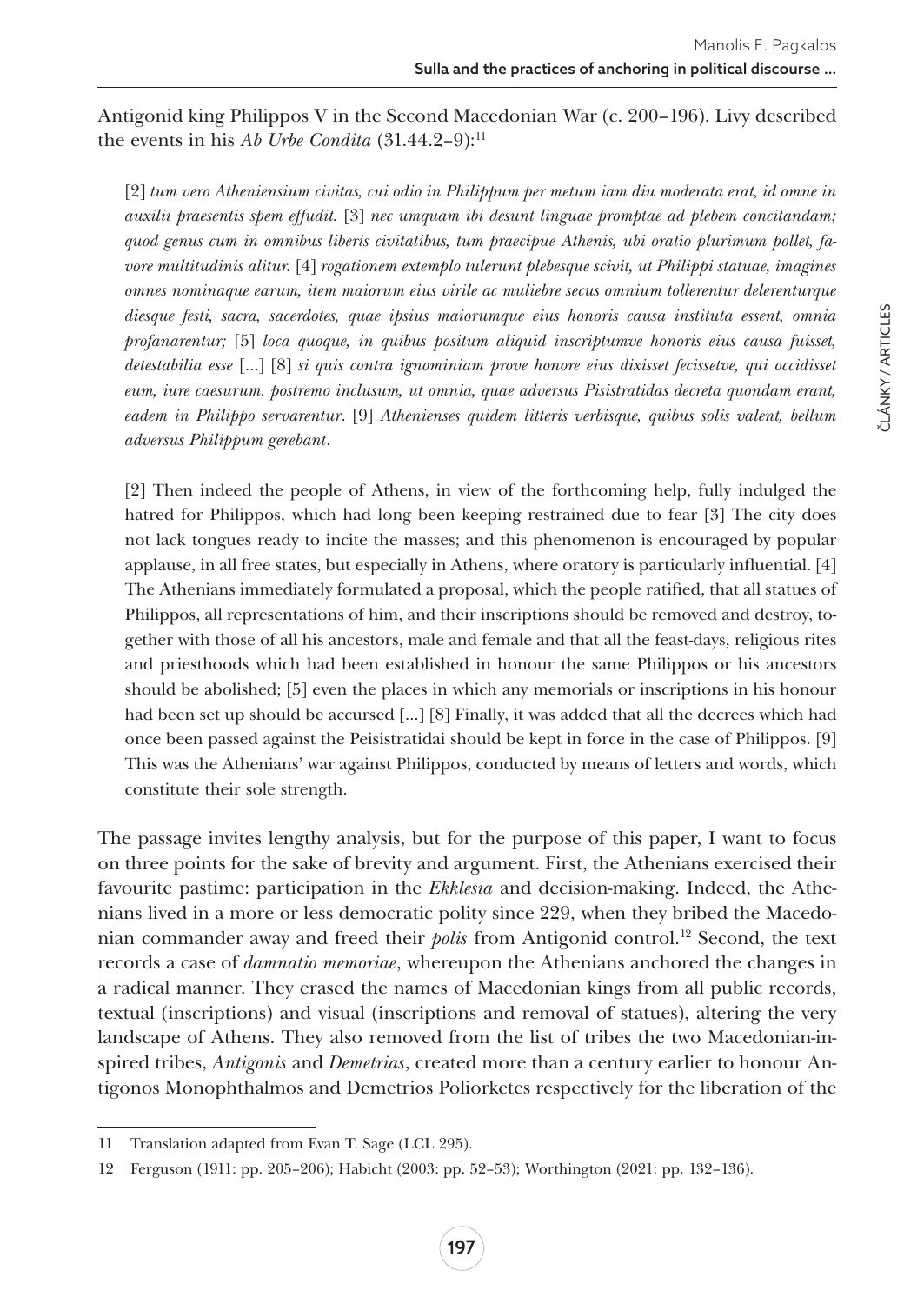Antigonid king Philippos V in the Second Macedonian War (c. 200–196). Livy described the events in his *Ab Urbe Condita* (31.44.2–9):[11]

> [2] *tum vero Atheniensium civitas, cui odio in Philippum per metum iam diu moderata erat, id omne in auxilii praesentis spem effudit.* [3] *nec umquam ibi desunt linguae promptae ad plebem concitandam; quod genus cum in omnibus liberis civitatibus, tum praecipue Athenis, ubi oratio plurimum pollet, favore multitudinis alitur.* [4] *rogationem extemplo tulerunt plebesque scivit, ut Philippi statuae, imagines omnes nominaque earum, item maiorum eius virile ac muliebre secus omnium tollerentur delerenturque diesque festi, sacra, sacerdotes, quae ipsius maiorumque eius honoris causa instituta essent, omnia profanarentur;* [5] *loca quoque, in quibus positum aliquid inscriptumve honoris eius causa fuisset, detestabilia esse* [...] [8] *si quis contra ignominiam prove honore eius dixisset fecissetve, qui occidisset eum, iure caesurum. postremo inclusum, ut omnia, quae adversus Pisistratidas decreta quondam erant, eadem in Philippo servarentur.* [9] *Athenienses quidem litteris verbisque, quibus solis valent, bellum adversus Philippum gerebant.*
>
> [2] Then indeed the people of Athens, in view of the forthcoming help, fully indulged the hatred for Philippos, which had long been keeping restrained due to fear [3] The city does not lack tongues ready to incite the masses; and this phenomenon is encouraged by popular applause, in all free states, but especially in Athens, where oratory is particularly influential. [4] The Athenians immediately formulated a proposal, which the people ratified, that all statues of Philippos, all representations of him, and their inscriptions should be removed and destroy, together with those of all his ancestors, male and female and that all the feast-days, religious rites and priesthoods which had been established in honour the same Philippos or his ancestors should be abolished; [5] even the places in which any memorials or inscriptions in his honour had been set up should be accursed [...] [8] Finally, it was added that all the decrees which had once been passed against the Peisistratidai should be kept in force in the case of Philippos. [9] This was the Athenians' war against Philippos, conducted by means of letters and words, which constitute their sole strength.

The passage invites lengthy analysis, but for the purpose of this paper, I want to focus on three points for the sake of brevity and argument. First, the Athenians exercised their favourite pastime: participation in the *Ekklesia* and decision-making. Indeed, the Athenians lived in a more or less democratic polity since 229, when they bribed the Macedonian commander away and freed their *polis* from Antigonid control.[12] Second, the text records a case of *damnatio memoriae*, whereupon the Athenians anchored the changes in a radical manner. They erased the names of Macedonian kings from all public records, textual (inscriptions) and visual (inscriptions and removal of statues), altering the very landscape of Athens. They also removed from the list of tribes the two Macedonian-inspired tribes, *Antigonis* and *Demetrias*, created more than a century earlier to honour Antigonos Monophthalmos and Demetrios Poliorketes respectively for the liberation of the

---

11 Translation adapted from Evan T. Sage (LCL 295).

12 Ferguson (1911: pp. 205–206); Habicht (2003: pp. 52–53); Worthington (2021: pp. 132–136).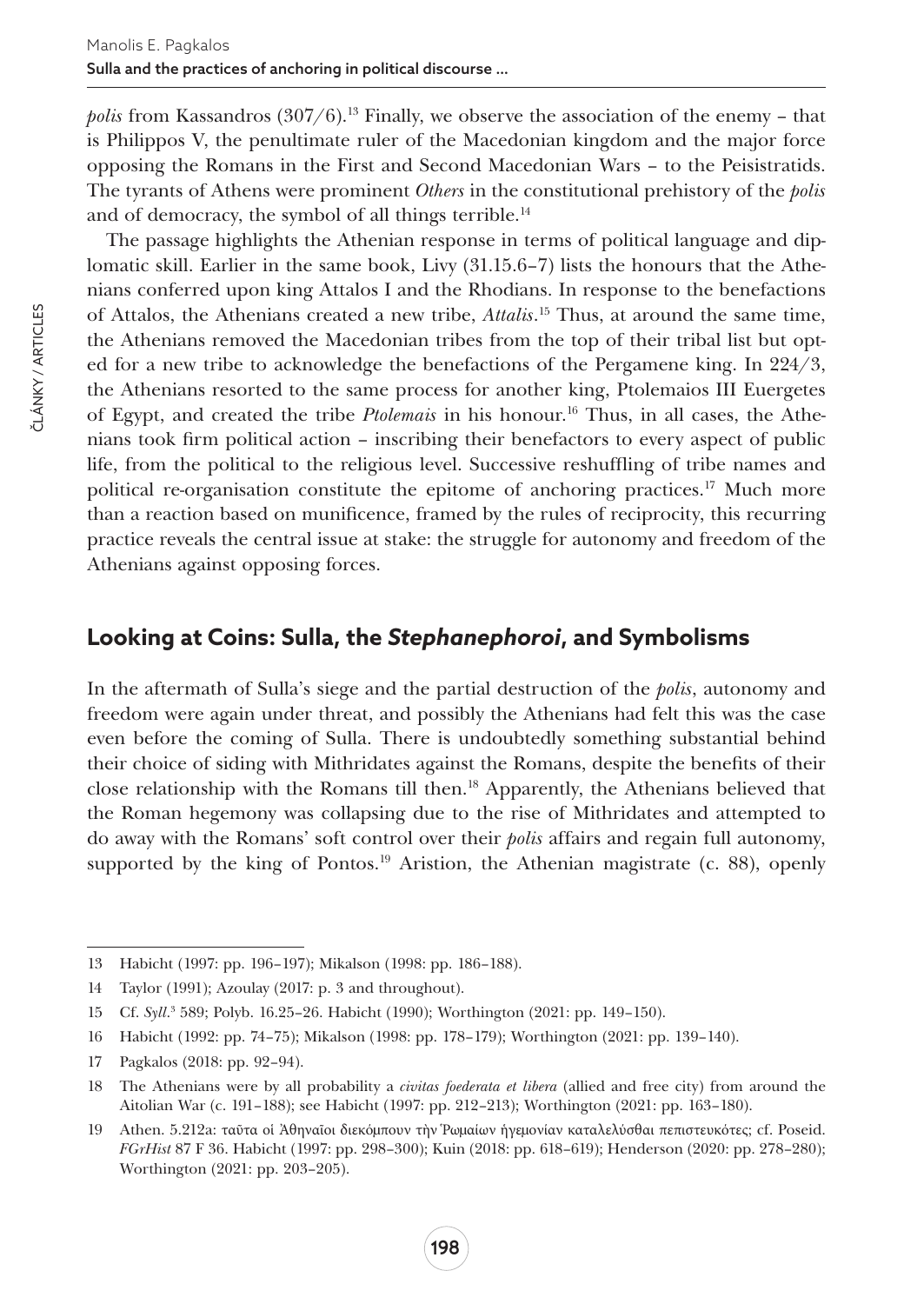*polis* from Kassandros (307/6).[13] Finally, we observe the association of the enemy – that is Philippos V, the penultimate ruler of the Macedonian kingdom and the major force opposing the Romans in the First and Second Macedonian Wars – to the Peisistratids. The tyrants of Athens were prominent *Others* in the constitutional prehistory of the *polis* and of democracy, the symbol of all things terrible.[14]

The passage highlights the Athenian response in terms of political language and diplomatic skill. Earlier in the same book, Livy (31.15.6–7) lists the honours that the Athenians conferred upon king Attalos I and the Rhodians. In response to the benefactions of Attalos, the Athenians created a new tribe, *Attalis*.[15] Thus, at around the same time, the Athenians removed the Macedonian tribes from the top of their tribal list but opted for a new tribe to acknowledge the benefactions of the Pergamene king. In 224/3, the Athenians resorted to the same process for another king, Ptolemaios III Euergetes of Egypt, and created the tribe *Ptolemais* in his honour.[16] Thus, in all cases, the Athenians took firm political action – inscribing their benefactors to every aspect of public life, from the political to the religious level. Successive reshuffling of tribe names and political re-organisation constitute the epitome of anchoring practices.[17] Much more than a reaction based on munificence, framed by the rules of reciprocity, this recurring practice reveals the central issue at stake: the struggle for autonomy and freedom of the Athenians against opposing forces.

## Looking at Coins: Sulla, the *Stephanephoroi*, and Symbolisms

In the aftermath of Sulla's siege and the partial destruction of the *polis*, autonomy and freedom were again under threat, and possibly the Athenians had felt this was the case even before the coming of Sulla. There is undoubtedly something substantial behind their choice of siding with Mithridates against the Romans, despite the benefits of their close relationship with the Romans till then.[18] Apparently, the Athenians believed that the Roman hegemony was collapsing due to the rise of Mithridates and attempted to do away with the Romans' soft control over their *polis* affairs and regain full autonomy, supported by the king of Pontos.[19] Aristion, the Athenian magistrate (c. 88), openly

---

13 Habicht (1997: pp. 196–197); Mikalson (1998: pp. 186–188).

14 Taylor (1991); Azoulay (2017: p. 3 and throughout).

15 Cf. *Syll.*³ 589; Polyb. 16.25–26. Habicht (1990); Worthington (2021: pp. 149–150).

16 Habicht (1992: pp. 74–75); Mikalson (1998: pp. 178–179); Worthington (2021: pp. 139–140).

17 Pagkalos (2018: pp. 92–94).

18 The Athenians were by all probability a *civitas foederata et libera* (allied and free city) from around the Aitolian War (c. 191–188); see Habicht (1997: pp. 212–213); Worthington (2021: pp. 163–180).

19 Athen. 5.212a: ταῦτα οἱ Ἀθηναῖοι διεκόμπουν τὴν Ῥωμαίων ἡγεμονίαν καταλελύσθαι πεπιστευκότες; cf. Poseid. *FGrHist* 87 F 36. Habicht (1997: pp. 298–300); Kuin (2018: pp. 618–619); Henderson (2020: pp. 278–280); Worthington (2021: pp. 203–205).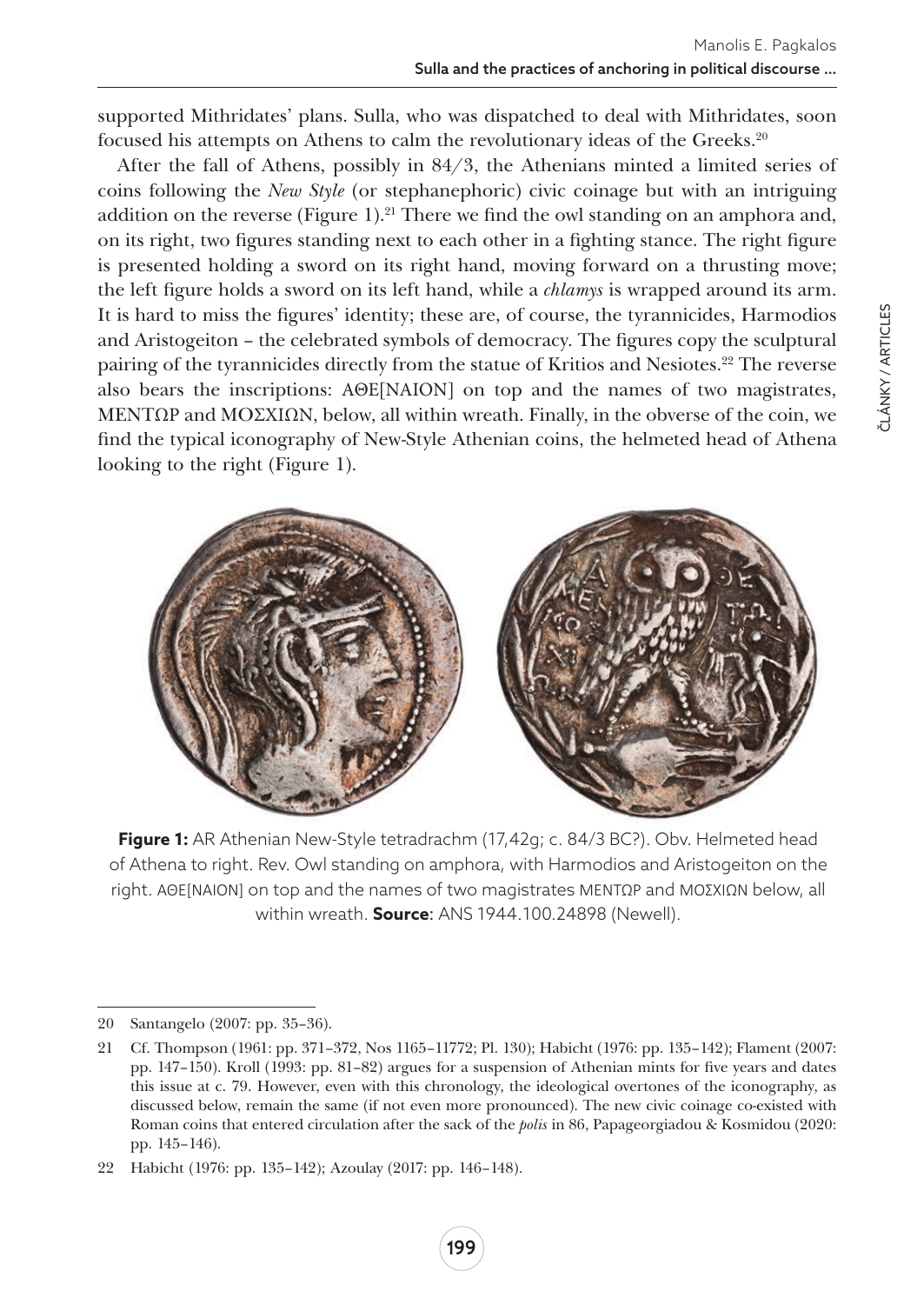supported Mithridates' plans. Sulla, who was dispatched to deal with Mithridates, soon focused his attempts on Athens to calm the revolutionary ideas of the Greeks.[20]

After the fall of Athens, possibly in 84/3, the Athenians minted a limited series of coins following the *New Style* (or stephanephoric) civic coinage but with an intriguing addition on the reverse (Figure 1).[21] There we find the owl standing on an amphora and, on its right, two figures standing next to each other in a fighting stance. The right figure is presented holding a sword on its right hand, moving forward on a thrusting move; the left figure holds a sword on its left hand, while a *chlamys* is wrapped around its arm. It is hard to miss the figures' identity; these are, of course, the tyrannicides, Harmodios and Aristogeiton – the celebrated symbols of democracy. The figures copy the sculptural pairing of the tyrannicides directly from the statue of Kritios and Nesiotes.[22] The reverse also bears the inscriptions: ΑΘΕ[ΝΑΙΟΝ] on top and the names of two magistrates, ΜΕΝΤΩΡ and ΜΟΣΧΙΩΝ, below, all within wreath. Finally, in the obverse of the coin, we find the typical iconography of New-Style Athenian coins, the helmeted head of Athena looking to the right (Figure 1).

**Figure 1:** AR Athenian New-Style tetradrachm (17,42g; c. 84/3 BC?). Obv. Helmeted head of Athena to right. Rev. Owl standing on amphora, with Harmodios and Aristogeiton on the right. ΑΘΕ[ΝΑΙΟΝ] on top and the names of two magistrates ΜΕΝΤΩΡ and ΜΟΣΧΙΩΝ below, all within wreath. **Source**: ANS 1944.100.24898 (Newell).

---

20 Santangelo (2007: pp. 35–36).

21 Cf. Thompson (1961: pp. 371–372, Nos 1165–11772; Pl. 130); Habicht (1976: pp. 135–142); Flament (2007: pp. 147–150). Kroll (1993: pp. 81–82) argues for a suspension of Athenian mints for five years and dates this issue at c. 79. However, even with this chronology, the ideological overtones of the iconography, as discussed below, remain the same (if not even more pronounced). The new civic coinage co-existed with Roman coins that entered circulation after the sack of the *polis* in 86, Papageorgiadou & Kosmidou (2020: pp. 145–146).

22 Habicht (1976: pp. 135–142); Azoulay (2017: pp. 146–148).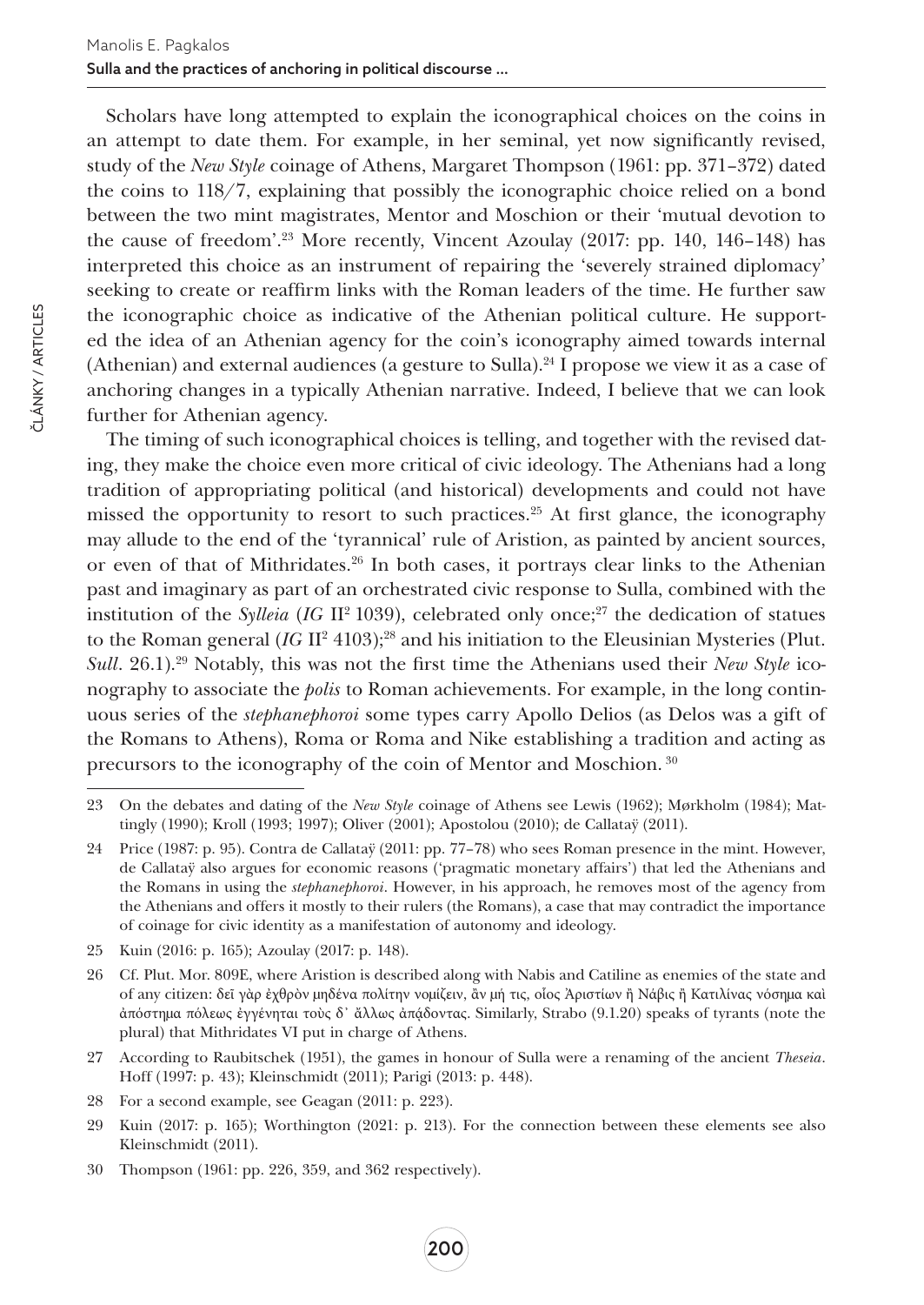Scholars have long attempted to explain the iconographical choices on the coins in an attempt to date them. For example, in her seminal, yet now significantly revised, study of the *New Style* coinage of Athens, Margaret Thompson (1961: pp. 371–372) dated the coins to 118/7, explaining that possibly the iconographic choice relied on a bond between the two mint magistrates, Mentor and Moschion or their 'mutual devotion to the cause of freedom'.[23] More recently, Vincent Azoulay (2017: pp. 140, 146–148) has interpreted this choice as an instrument of repairing the 'severely strained diplomacy' seeking to create or reaffirm links with the Roman leaders of the time. He further saw the iconographic choice as indicative of the Athenian political culture. He supported the idea of an Athenian agency for the coin's iconography aimed towards internal (Athenian) and external audiences (a gesture to Sulla).[24] I propose we view it as a case of anchoring changes in a typically Athenian narrative. Indeed, I believe that we can look further for Athenian agency.

The timing of such iconographical choices is telling, and together with the revised dating, they make the choice even more critical of civic ideology. The Athenians had a long tradition of appropriating political (and historical) developments and could not have missed the opportunity to resort to such practices.[25] At first glance, the iconography may allude to the end of the 'tyrannical' rule of Aristion, as painted by ancient sources, or even of that of Mithridates.[26] In both cases, it portrays clear links to the Athenian past and imaginary as part of an orchestrated civic response to Sulla, combined with the institution of the *Sylleia* (*IG* II² 1039), celebrated only once;[27] the dedication of statues to the Roman general (*IG* II² 4103);[28] and his initiation to the Eleusinian Mysteries (Plut. *Sull*. 26.1).[29] Notably, this was not the first time the Athenians used their *New Style* iconography to associate the *polis* to Roman achievements. For example, in the long continuous series of the *stephanephoroi* some types carry Apollo Delios (as Delos was a gift of the Romans to Athens), Roma or Roma and Nike establishing a tradition and acting as precursors to the iconography of the coin of Mentor and Moschion. [30]

---

23 On the debates and dating of the *New Style* coinage of Athens see Lewis (1962); Mørkholm (1984); Mattingly (1990); Kroll (1993; 1997); Oliver (2001); Apostolou (2010); de Callataÿ (2011).

24 Price (1987: p. 95). Contra de Callataÿ (2011: pp. 77–78) who sees Roman presence in the mint. However, de Callataÿ also argues for economic reasons ('pragmatic monetary affairs') that led the Athenians and the Romans in using the *stephanephoroi*. However, in his approach, he removes most of the agency from the Athenians and offers it mostly to their rulers (the Romans), a case that may contradict the importance of coinage for civic identity as a manifestation of autonomy and ideology.

25 Kuin (2016: p. 165); Azoulay (2017: p. 148).

26 Cf. Plut. Mor. 809E, where Aristion is described along with Nabis and Catiline as enemies of the state and of any citizen: δεῖ γὰρ ἐχθρὸν μηδένα πολίτην νομίζειν, ἂν μή τις, οἷος Ἀριστίων ἢ Νάβις ἢ Κατιλίνας νόσημα καὶ ἀπόστημα πόλεως ἐγγένηται τοὺς δ᾽ ἄλλως ἀπᾴδοντας. Similarly, Strabo (9.1.20) speaks of tyrants (note the plural) that Mithridates VI put in charge of Athens.

27 According to Raubitschek (1951), the games in honour of Sulla were a renaming of the ancient *Theseia*. Hoff (1997: p. 43); Kleinschmidt (2011); Parigi (2013: p. 448).

28 For a second example, see Geagan (2011: p. 223).

29 Kuin (2017: p. 165); Worthington (2021: p. 213). For the connection between these elements see also Kleinschmidt (2011).

30 Thompson (1961: pp. 226, 359, and 362 respectively).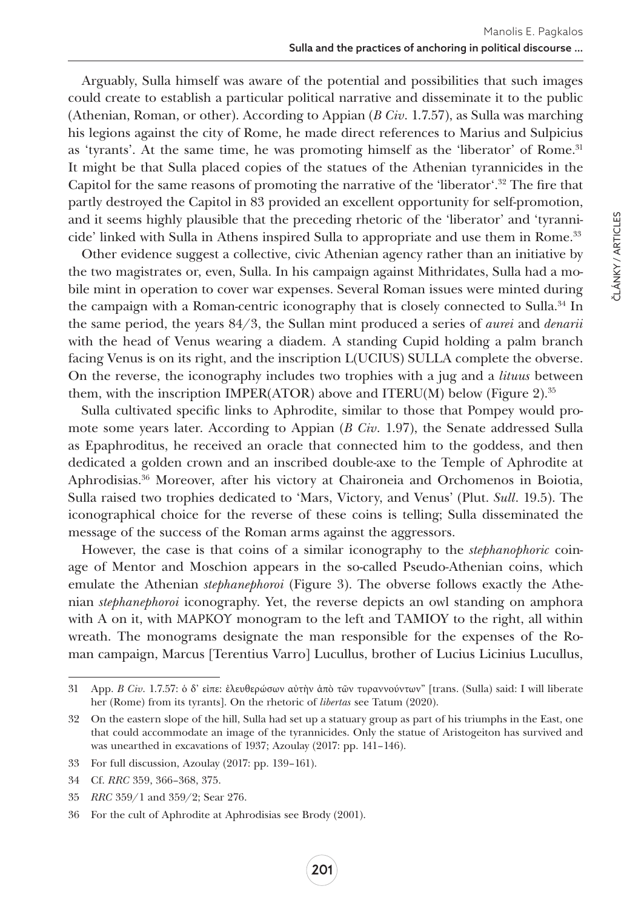Arguably, Sulla himself was aware of the potential and possibilities that such images could create to establish a particular political narrative and disseminate it to the public (Athenian, Roman, or other). According to Appian (*B Civ*. 1.7.57), as Sulla was marching his legions against the city of Rome, he made direct references to Marius and Sulpicius as 'tyrants'. At the same time, he was promoting himself as the 'liberator' of Rome.[31] It might be that Sulla placed copies of the statues of the Athenian tyrannicides in the Capitol for the same reasons of promoting the narrative of the 'liberator'.[32] The fire that partly destroyed the Capitol in 83 provided an excellent opportunity for self-promotion, and it seems highly plausible that the preceding rhetoric of the 'liberator' and 'tyrannicide' linked with Sulla in Athens inspired Sulla to appropriate and use them in Rome.[33]

Other evidence suggest a collective, civic Athenian agency rather than an initiative by the two magistrates or, even, Sulla. In his campaign against Mithridates, Sulla had a mobile mint in operation to cover war expenses. Several Roman issues were minted during the campaign with a Roman-centric iconography that is closely connected to Sulla.[34] In the same period, the years 84/3, the Sullan mint produced a series of *aurei* and *denarii* with the head of Venus wearing a diadem. A standing Cupid holding a palm branch facing Venus is on its right, and the inscription L(UCIUS) SULLA complete the obverse. On the reverse, the iconography includes two trophies with a jug and a *lituus* between them, with the inscription IMPER(ATOR) above and ITERU(M) below (Figure 2).[35]

Sulla cultivated specific links to Aphrodite, similar to those that Pompey would promote some years later. According to Appian (*B Civ*. 1.97), the Senate addressed Sulla as Epaphroditus, he received an oracle that connected him to the goddess, and then dedicated a golden crown and an inscribed double-axe to the Temple of Aphrodite at Aphrodisias.[36] Moreover, after his victory at Chaironeia and Orchomenos in Boiotia, Sulla raised two trophies dedicated to 'Mars, Victory, and Venus' (Plut. *Sull*. 19.5). The iconographical choice for the reverse of these coins is telling; Sulla disseminated the message of the success of the Roman arms against the aggressors.

However, the case is that coins of a similar iconography to the *stephanophoric* coinage of Mentor and Moschion appears in the so-called Pseudo-Athenian coins, which emulate the Athenian *stephanephoroi* (Figure 3). The obverse follows exactly the Athenian *stephanephoroi* iconography. Yet, the reverse depicts an owl standing on amphora with A on it, with ΜΑΡΚΟΥ monogram to the left and ΤΑΜΙΟΥ to the right, all within wreath. The monograms designate the man responsible for the expenses of the Roman campaign, Marcus [Terentius Varro] Lucullus, brother of Lucius Licinius Lucullus,

---

31 App. *B Civ*. 1.7.57: ὁ δ' εἶπε: ἐλευθερώσων αὐτὴν ἀπὸ τῶν τυραννούντων" [trans. (Sulla) said: I will liberate her (Rome) from its tyrants]. On the rhetoric of *libertas* see Tatum (2020).

32 On the eastern slope of the hill, Sulla had set up a statuary group as part of his triumphs in the East, one that could accommodate an image of the tyrannicides. Only the statue of Aristogeiton has survived and was unearthed in excavations of 1937; Azoulay (2017: pp. 141–146).

33 For full discussion, Azoulay (2017: pp. 139–161).

34 Cf. *RRC* 359, 366–368, 375.

35 *RRC* 359/1 and 359/2; Sear 276.

36 For the cult of Aphrodite at Aphrodisias see Brody (2001).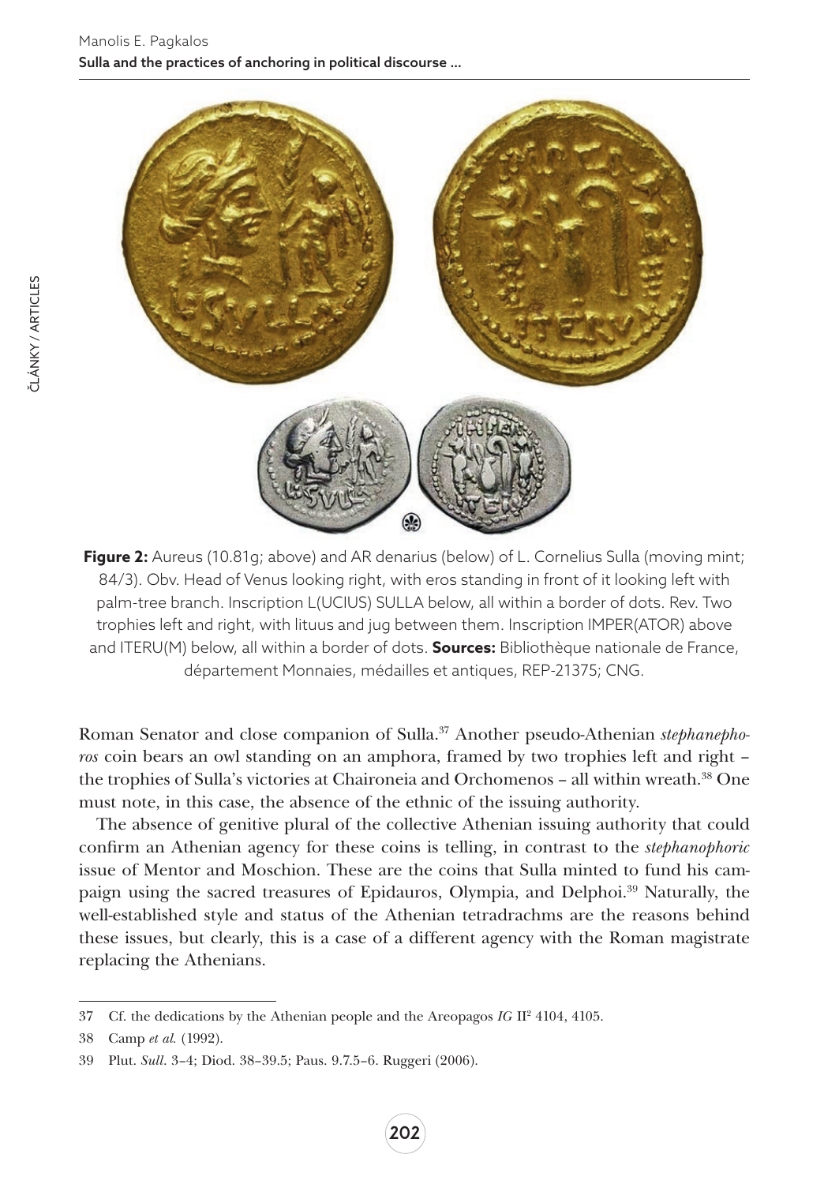**Figure 2:** Aureus (10.81g; above) and AR denarius (below) of L. Cornelius Sulla (moving mint; 84/3). Obv. Head of Venus looking right, with eros standing in front of it looking left with palm-tree branch. Inscription L(UCIUS) SULLA below, all within a border of dots. Rev. Two trophies left and right, with lituus and jug between them. Inscription IMPER(ATOR) above and ITERU(M) below, all within a border of dots. **Sources:** Bibliothèque nationale de France, département Monnaies, médailles et antiques, REP-21375; CNG.

Roman Senator and close companion of Sulla.[37] Another pseudo-Athenian *stephanephoros* coin bears an owl standing on an amphora, framed by two trophies left and right – the trophies of Sulla's victories at Chaironeia and Orchomenos – all within wreath.[38] One must note, in this case, the absence of the ethnic of the issuing authority.

The absence of genitive plural of the collective Athenian issuing authority that could confirm an Athenian agency for these coins is telling, in contrast to the *stephanophoric* issue of Mentor and Moschion. These are the coins that Sulla minted to fund his campaign using the sacred treasures of Epidauros, Olympia, and Delphoi.[39] Naturally, the well-established style and status of the Athenian tetradrachms are the reasons behind these issues, but clearly, this is a case of a different agency with the Roman magistrate replacing the Athenians.

---

37 Cf. the dedications by the Athenian people and the Areopagos *IG* II² 4104, 4105.

38 Camp *et al.* (1992).

39 Plut. *Sull.* 3–4; Diod. 38–39.5; Paus. 9.7.5–6. Ruggeri (2006).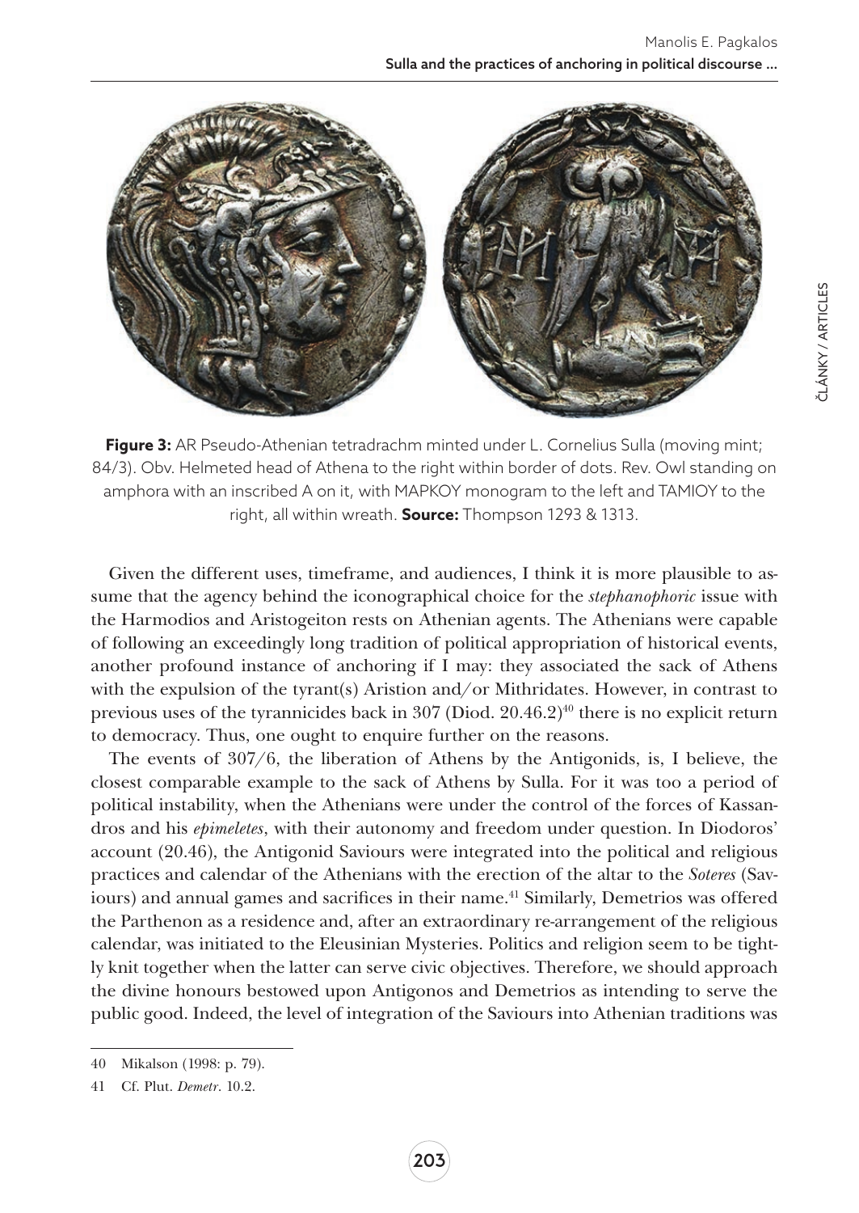**Figure 3:** AR Pseudo-Athenian tetradrachm minted under L. Cornelius Sulla (moving mint; 84/3). Obv. Helmeted head of Athena to the right within border of dots. Rev. Owl standing on amphora with an inscribed A on it, with MAPKOY monogram to the left and TAMIOY to the right, all within wreath. **Source:** Thompson 1293 & 1313.

Given the different uses, timeframe, and audiences, I think it is more plausible to assume that the agency behind the iconographical choice for the *stephanophoric* issue with the Harmodios and Aristogeiton rests on Athenian agents. The Athenians were capable of following an exceedingly long tradition of political appropriation of historical events, another profound instance of anchoring if I may: they associated the sack of Athens with the expulsion of the tyrant(s) Aristion and/or Mithridates. However, in contrast to previous uses of the tyrannicides back in 307 (Diod. 20.46.2)[40] there is no explicit return to democracy. Thus, one ought to enquire further on the reasons.

The events of 307/6, the liberation of Athens by the Antigonids, is, I believe, the closest comparable example to the sack of Athens by Sulla. For it was too a period of political instability, when the Athenians were under the control of the forces of Kassandros and his *epimeletes*, with their autonomy and freedom under question. In Diodoros' account (20.46), the Antigonid Saviours were integrated into the political and religious practices and calendar of the Athenians with the erection of the altar to the *Soteres* (Saviours) and annual games and sacrifices in their name.[41] Similarly, Demetrios was offered the Parthenon as a residence and, after an extraordinary re-arrangement of the religious calendar, was initiated to the Eleusinian Mysteries. Politics and religion seem to be tightly knit together when the latter can serve civic objectives. Therefore, we should approach the divine honours bestowed upon Antigonos and Demetrios as intending to serve the public good. Indeed, the level of integration of the Saviours into Athenian traditions was

40 Mikalson (1998: p. 79).

41 Cf. Plut. *Demetr.* 10.2.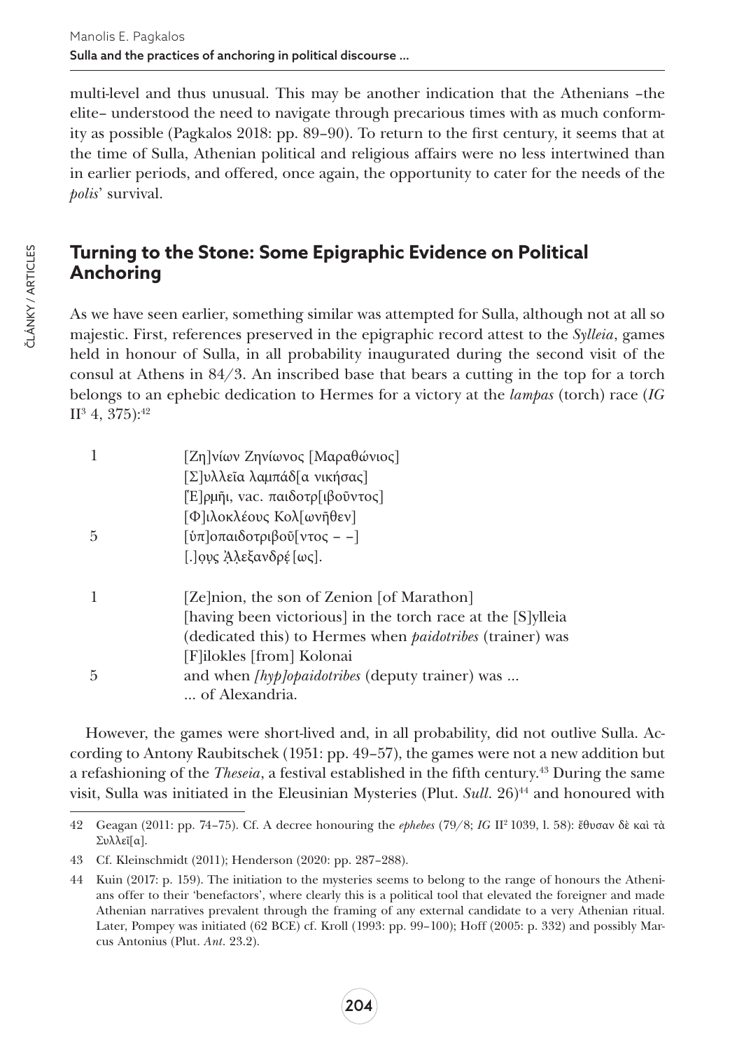multi-level and thus unusual. This may be another indication that the Athenians –the elite– understood the need to navigate through precarious times with as much conformity as possible (Pagkalos 2018: pp. 89–90). To return to the first century, it seems that at the time of Sulla, Athenian political and religious affairs were no less intertwined than in earlier periods, and offered, once again, the opportunity to cater for the needs of the *polis*' survival.

## Turning to the Stone: Some Epigraphic Evidence on Political Anchoring

As we have seen earlier, something similar was attempted for Sulla, although not at all so majestic. First, references preserved in the epigraphic record attest to the *Sylleia*, games held in honour of Sulla, in all probability inaugurated during the second visit of the consul at Athens in 84/3. An inscribed base that bears a cutting in the top for a torch belongs to an ephebic dedication to Hermes for a victory at the *lampas* (torch) race (*IG* II³ 4, 375):[42]

| | |
|---|---|
| 1 | [Ζη]νίων Ζηνίωνος [Μαραθώνιος] |
| | [Σ]υλλεῖα λαμπάδ[α νικήσας] |
| | [Ἑ]ρμῆι, vac. παιδοτρ[ιβοῦντος] |
| | [Φ]ιλοκλέους Κολ[ωνῆθεν] |
| 5 | [ὑπ]οπαιδοτριβοῦ[ντος – –] |
| | [.]ο̣υ̣ς Ἀλεξανδρέ̣[ως]. |

| | |
|---|---|
| 1 | [Ze]nion, the son of Zenion [of Marathon] |
| | [having been victorious] in the torch race at the [S]ylleia |
| | (dedicated this) to Hermes when *paidotribes* (trainer) was |
| | [F]ilokles [from] Kolonai |
| 5 | and when *[hyp]opaidotribes* (deputy trainer) was ... |
| | ... of Alexandria. |

However, the games were short-lived and, in all probability, did not outlive Sulla. According to Antony Raubitschek (1951: pp. 49–57), the games were not a new addition but a refashioning of the *Theseia*, a festival established in the fifth century.[43] During the same visit, Sulla was initiated in the Eleusinian Mysteries (Plut. *Sull.* 26)[44] and honoured with

---

42 Geagan (2011: pp. 74–75). Cf. A decree honouring the *ephebes* (79/8; *IG* II² 1039, l. 58): ἔθυσαν δὲ καὶ τὰ Συλλεῖ[α].

43 Cf. Kleinschmidt (2011); Henderson (2020: pp. 287–288).

44 Kuin (2017: p. 159). The initiation to the mysteries seems to belong to the range of honours the Athenians offer to their 'benefactors', where clearly this is a political tool that elevated the foreigner and made Athenian narratives prevalent through the framing of any external candidate to a very Athenian ritual. Later, Pompey was initiated (62 BCE) cf. Kroll (1993: pp. 99–100); Hoff (2005: p. 332) and possibly Marcus Antonius (Plut. *Ant.* 23.2).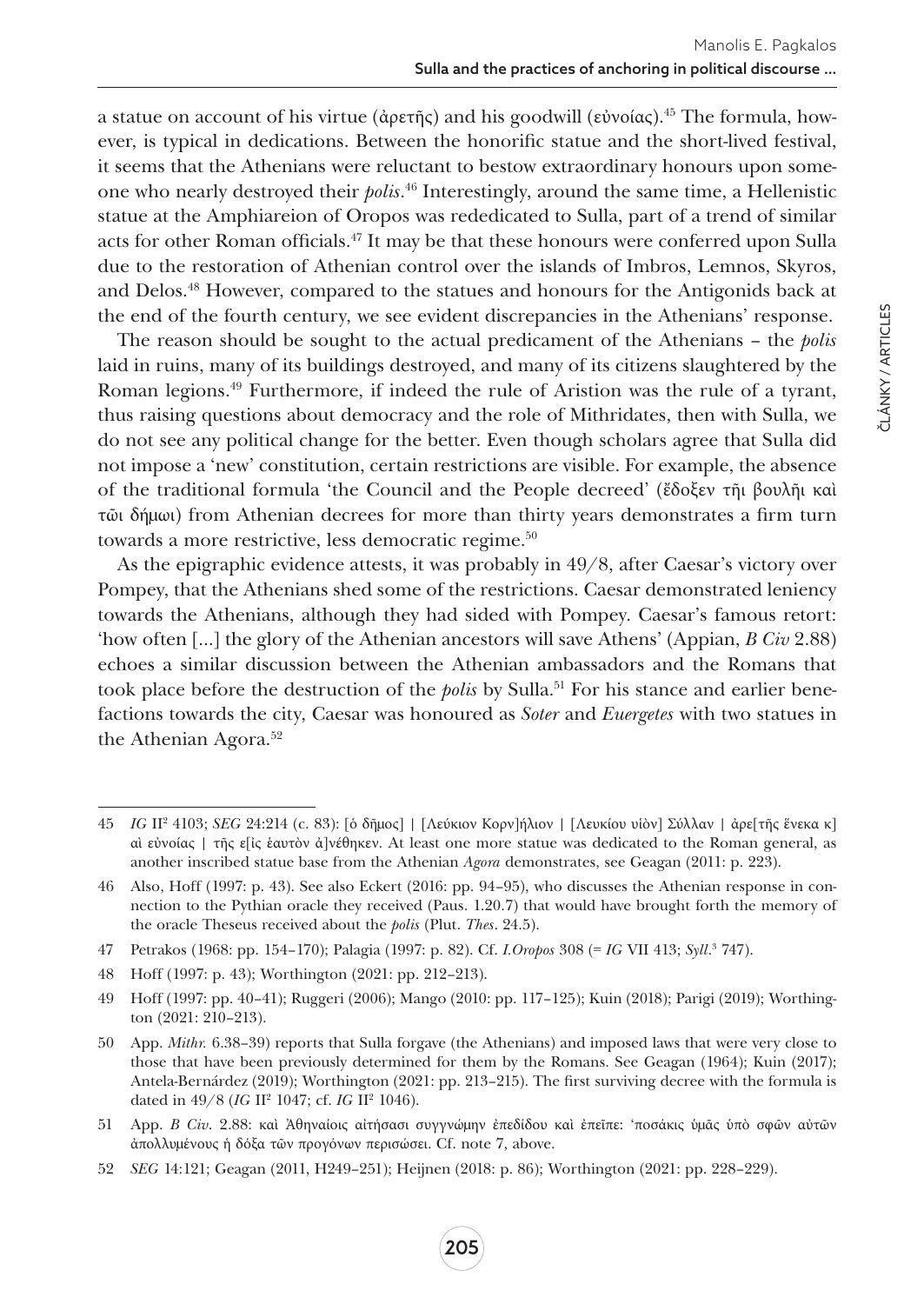a statue on account of his virtue (ἀρετῆς) and his goodwill (εὐνοίας).[45] The formula, however, is typical in dedications. Between the honorific statue and the short-lived festival, it seems that the Athenians were reluctant to bestow extraordinary honours upon someone who nearly destroyed their *polis*.[46] Interestingly, around the same time, a Hellenistic statue at the Amphiareion of Oropos was rededicated to Sulla, part of a trend of similar acts for other Roman officials.[47] It may be that these honours were conferred upon Sulla due to the restoration of Athenian control over the islands of Imbros, Lemnos, Skyros, and Delos.[48] However, compared to the statues and honours for the Antigonids back at the end of the fourth century, we see evident discrepancies in the Athenians' response.

The reason should be sought to the actual predicament of the Athenians – the *polis* laid in ruins, many of its buildings destroyed, and many of its citizens slaughtered by the Roman legions.[49] Furthermore, if indeed the rule of Aristion was the rule of a tyrant, thus raising questions about democracy and the role of Mithridates, then with Sulla, we do not see any political change for the better. Even though scholars agree that Sulla did not impose a 'new' constitution, certain restrictions are visible. For example, the absence of the traditional formula 'the Council and the People decreed' (ἔδοξεν τῆι βουλῆι καὶ τῶι δήμωι) from Athenian decrees for more than thirty years demonstrates a firm turn towards a more restrictive, less democratic regime.[50]

As the epigraphic evidence attests, it was probably in 49/8, after Caesar's victory over Pompey, that the Athenians shed some of the restrictions. Caesar demonstrated leniency towards the Athenians, although they had sided with Pompey. Caesar's famous retort: 'how often [...] the glory of the Athenian ancestors will save Athens' (Appian, *B Civ* 2.88) echoes a similar discussion between the Athenian ambassadors and the Romans that took place before the destruction of the *polis* by Sulla.[51] For his stance and earlier benefactions towards the city, Caesar was honoured as *Soter* and *Euergetes* with two statues in the Athenian Agora.[52]

---

45 *IG* II$^2$ 4103; *SEG* 24:214 (c. 83): [ὁ δῆμος] | [Λεύκιον Κορν]ήλιον | [Λευκίου υἱὸν] Σύλλαν | ἀρε[τῆς ἕνεκα κ]αὶ εὐνοίας | τῆς ε[ἰς ἑαυτὸν ἀ]νέθηκεν. At least one more statue was dedicated to the Roman general, as another inscribed statue base from the Athenian *Agora* demonstrates, see Geagan (2011: p. 223).

46 Also, Hoff (1997: p. 43). See also Eckert (2016: pp. 94–95), who discusses the Athenian response in connection to the Pythian oracle they received (Paus. 1.20.7) that would have brought forth the memory of the oracle Theseus received about the *polis* (Plut. *Thes*. 24.5).

47 Petrakos (1968: pp. 154–170); Palagia (1997: p. 82). Cf. *I.Oropos* 308 (= *IG* VII 413; *Syll*.$^3$ 747).

48 Hoff (1997: p. 43); Worthington (2021: pp. 212–213).

49 Hoff (1997: pp. 40–41); Ruggeri (2006); Mango (2010: pp. 117–125); Kuin (2018); Parigi (2019); Worthington (2021: 210–213).

50 App. *Mithr.* 6.38–39) reports that Sulla forgave (the Athenians) and imposed laws that were very close to those that have been previously determined for them by the Romans. See Geagan (1964); Kuin (2017); Antela-Bernárdez (2019); Worthington (2021: pp. 213–215). The first surviving decree with the formula is dated in 49/8 (*IG* II$^2$ 1047; cf. *IG* II$^2$ 1046).

51 App. *B Civ*. 2.88: καὶ Ἀθηναίοις αἰτήσασι συγγνώμην ἐπεδίδου καὶ ἐπεῖπε: 'ποσάκις ὑμᾶς ὑπὸ σφῶν αὐτῶν ἀπολλυμένους ἡ δόξα τῶν προγόνων περισώσει. Cf. note 7, above.

52 *SEG* 14:121; Geagan (2011, H249–251); Heijnen (2018: p. 86); Worthington (2021: pp. 228–229).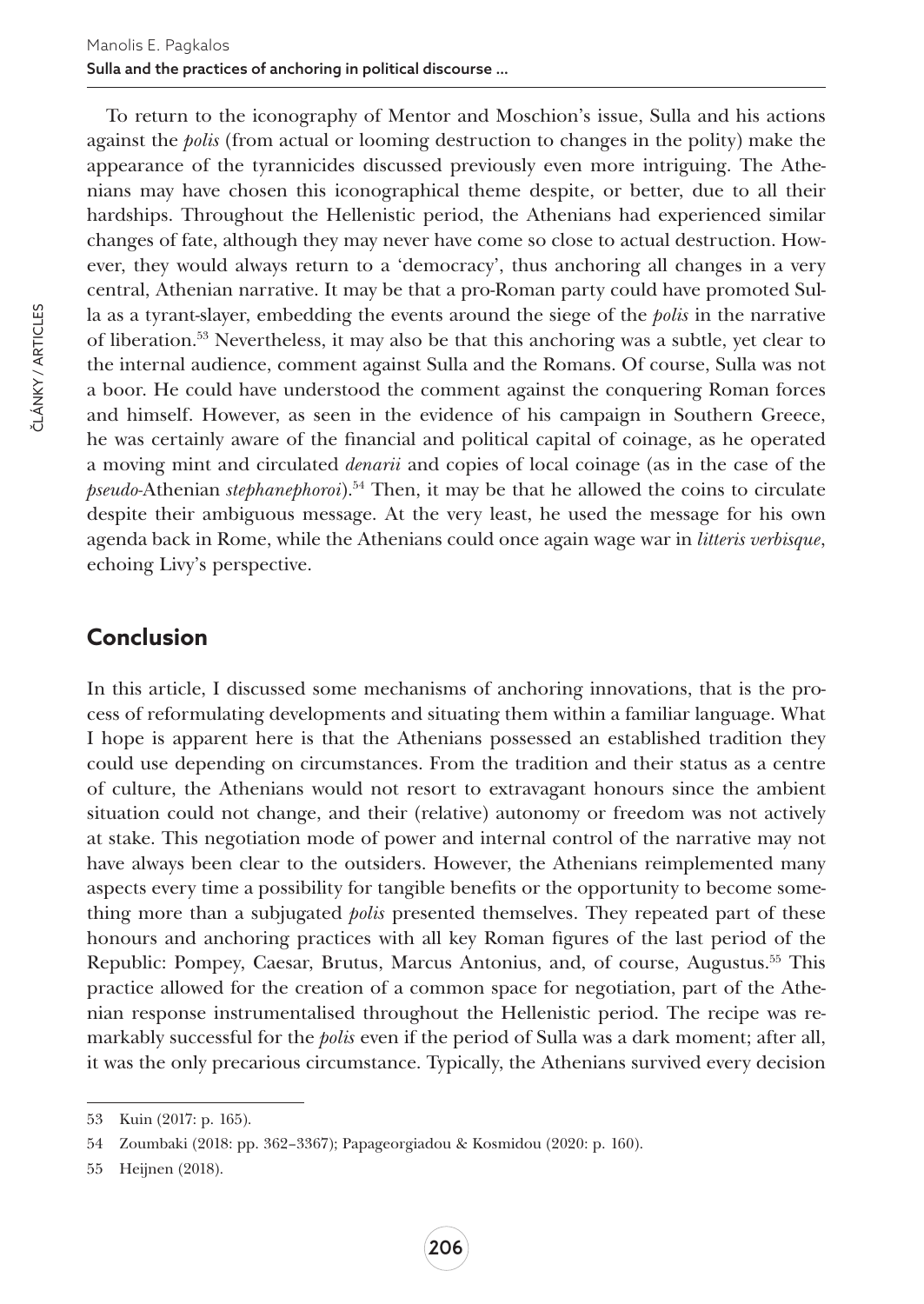To return to the iconography of Mentor and Moschion's issue, Sulla and his actions against the *polis* (from actual or looming destruction to changes in the polity) make the appearance of the tyrannicides discussed previously even more intriguing. The Athenians may have chosen this iconographical theme despite, or better, due to all their hardships. Throughout the Hellenistic period, the Athenians had experienced similar changes of fate, although they may never have come so close to actual destruction. However, they would always return to a 'democracy', thus anchoring all changes in a very central, Athenian narrative. It may be that a pro-Roman party could have promoted Sulla as a tyrant-slayer, embedding the events around the siege of the *polis* in the narrative of liberation.[53] Nevertheless, it may also be that this anchoring was a subtle, yet clear to the internal audience, comment against Sulla and the Romans. Of course, Sulla was not a boor. He could have understood the comment against the conquering Roman forces and himself. However, as seen in the evidence of his campaign in Southern Greece, he was certainly aware of the financial and political capital of coinage, as he operated a moving mint and circulated *denarii* and copies of local coinage (as in the case of the *pseudo*-Athenian *stephanephoroi*).[54] Then, it may be that he allowed the coins to circulate despite their ambiguous message. At the very least, he used the message for his own agenda back in Rome, while the Athenians could once again wage war in *litteris verbisque*, echoing Livy's perspective.

## Conclusion

In this article, I discussed some mechanisms of anchoring innovations, that is the process of reformulating developments and situating them within a familiar language. What I hope is apparent here is that the Athenians possessed an established tradition they could use depending on circumstances. From the tradition and their status as a centre of culture, the Athenians would not resort to extravagant honours since the ambient situation could not change, and their (relative) autonomy or freedom was not actively at stake. This negotiation mode of power and internal control of the narrative may not have always been clear to the outsiders. However, the Athenians reimplemented many aspects every time a possibility for tangible benefits or the opportunity to become something more than a subjugated *polis* presented themselves. They repeated part of these honours and anchoring practices with all key Roman figures of the last period of the Republic: Pompey, Caesar, Brutus, Marcus Antonius, and, of course, Augustus.[55] This practice allowed for the creation of a common space for negotiation, part of the Athenian response instrumentalised throughout the Hellenistic period. The recipe was remarkably successful for the *polis* even if the period of Sulla was a dark moment; after all, it was the only precarious circumstance. Typically, the Athenians survived every decision

---

53 Kuin (2017: p. 165).

54 Zoumbaki (2018: pp. 362–3367); Papageorgiadou & Kosmidou (2020: p. 160).

55 Heijnen (2018).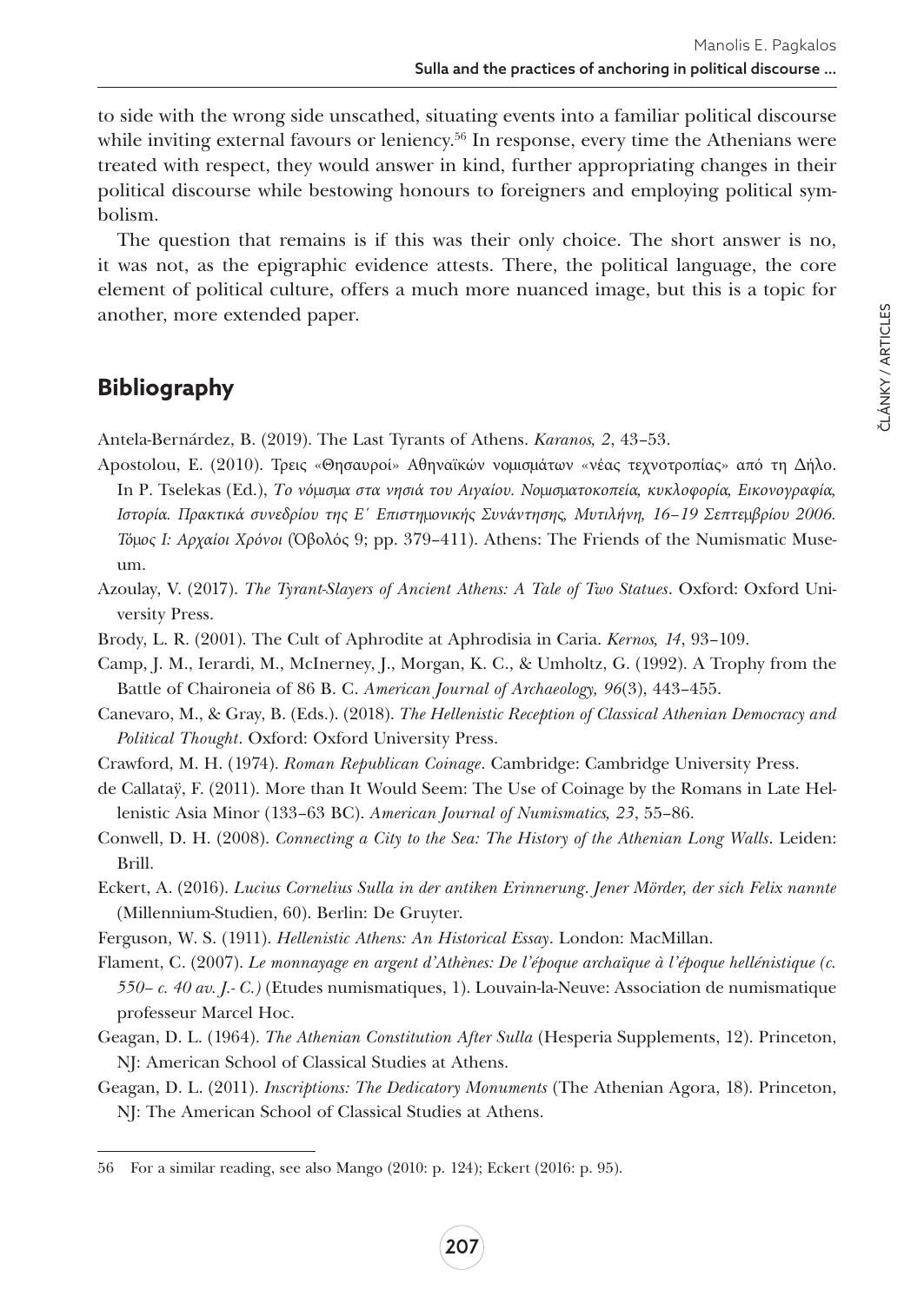to side with the wrong side unscathed, situating events into a familiar political discourse while inviting external favours or leniency.[56] In response, every time the Athenians were treated with respect, they would answer in kind, further appropriating changes in their political discourse while bestowing honours to foreigners and employing political symbolism.

The question that remains is if this was their only choice. The short answer is no, it was not, as the epigraphic evidence attests. There, the political language, the core element of political culture, offers a much more nuanced image, but this is a topic for another, more extended paper.

## Bibliography

Antela-Bernárdez, B. (2019). The Last Tyrants of Athens. *Karanos, 2*, 43–53.

Apostolou, E. (2010). Τρεις «Θησαυροί» Αθηναϊκών νομισμάτων «νέας τεχνοτροπίας» από τη Δήλο. In P. Tselekas (Ed.), *Το νόμισμα στα νησιά του Αιγαίου. Νομισματοκοπεία, κυκλοφορία, Εικονογραφία, Ιστορία. Πρακτικά συνεδρίου της Ε΄ Επιστημονικής Συνάντησης, Μυτιλήνη, 16–19 Σεπτεμβρίου 2006. Τόμος Ι: Αρχαίοι Χρόνοι* (Ὀβολός 9; pp. 379–411). Athens: The Friends of the Numismatic Museum.

Azoulay, V. (2017). *The Tyrant-Slayers of Ancient Athens: A Tale of Two Statues*. Oxford: Oxford University Press.

Brody, L. R. (2001). The Cult of Aphrodite at Aphrodisia in Caria. *Kernos, 14*, 93–109.

Camp, J. M., Ierardi, M., McInerney, J., Morgan, K. C., & Umholtz, G. (1992). A Trophy from the Battle of Chaironeia of 86 B. C. *American Journal of Archaeology, 96*(3), 443–455.

Canevaro, M., & Gray, B. (Eds.). (2018). *The Hellenistic Reception of Classical Athenian Democracy and Political Thought*. Oxford: Oxford University Press.

Crawford, M. H. (1974). *Roman Republican Coinage*. Cambridge: Cambridge University Press.

de Callataÿ, F. (2011). More than It Would Seem: The Use of Coinage by the Romans in Late Hellenistic Asia Minor (133–63 BC). *American Journal of Numismatics, 23*, 55–86.

Conwell, D. H. (2008). *Connecting a City to the Sea: The History of the Athenian Long Walls*. Leiden: Brill.

Eckert, A. (2016). *Lucius Cornelius Sulla in der antiken Erinnerung. Jener Mörder, der sich Felix nannte* (Millennium-Studien, 60). Berlin: De Gruyter.

Ferguson, W. S. (1911). *Hellenistic Athens: An Historical Essay*. London: MacMillan.

Flament, C. (2007). *Le monnayage en argent d'Athènes: De l'époque archaïque à l'époque hellénistique (c. 550– c. 40 av. J.- C.)* (Etudes numismatiques, 1). Louvain-la-Neuve: Association de numismatique professeur Marcel Hoc.

Geagan, D. L. (1964). *The Athenian Constitution After Sulla* (Hesperia Supplements, 12). Princeton, NJ: American School of Classical Studies at Athens.

Geagan, D. L. (2011). *Inscriptions: The Dedicatory Monuments* (The Athenian Agora, 18). Princeton, NJ: The American School of Classical Studies at Athens.

---

56 For a similar reading, see also Mango (2010: p. 124); Eckert (2016: p. 95).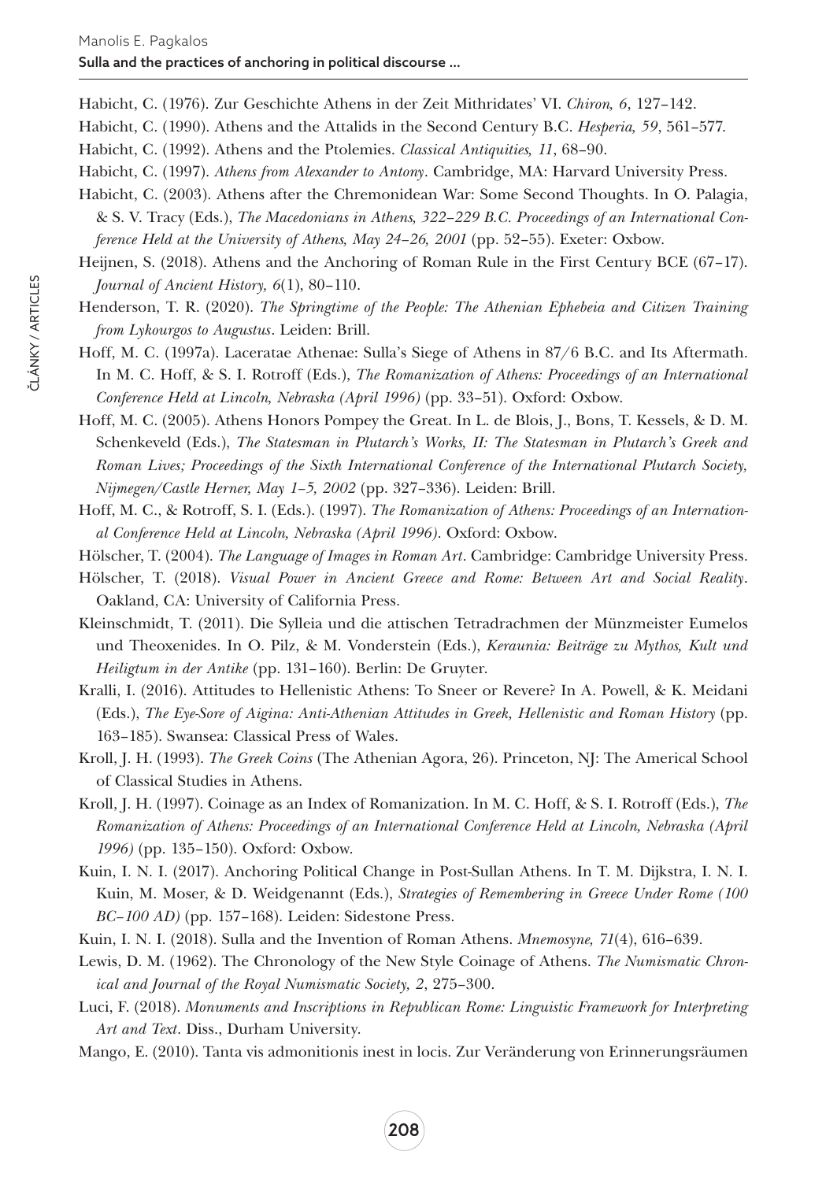Habicht, C. (1976). Zur Geschichte Athens in der Zeit Mithridates' VI. *Chiron, 6*, 127–142.

Habicht, C. (1990). Athens and the Attalids in the Second Century B.C. *Hesperia, 59*, 561–577.

Habicht, C. (1992). Athens and the Ptolemies. *Classical Antiquities, 11*, 68–90.

Habicht, C. (1997). *Athens from Alexander to Antony*. Cambridge, MA: Harvard University Press.

Habicht, C. (2003). Athens after the Chremonidean War: Some Second Thoughts. In O. Palagia, & S. V. Tracy (Eds.), *The Macedonians in Athens, 322–229 B.C. Proceedings of an International Conference Held at the University of Athens, May 24–26, 2001* (pp. 52–55). Exeter: Oxbow.

Heijnen, S. (2018). Athens and the Anchoring of Roman Rule in the First Century BCE (67–17). *Journal of Ancient History, 6*(1), 80–110.

Henderson, T. R. (2020). *The Springtime of the People: The Athenian Ephebeia and Citizen Training from Lykourgos to Augustus*. Leiden: Brill.

Hoff, M. C. (1997a). Laceratae Athenae: Sulla's Siege of Athens in 87/6 B.C. and Its Aftermath. In M. C. Hoff, & S. I. Rotroff (Eds.), *The Romanization of Athens: Proceedings of an International Conference Held at Lincoln, Nebraska (April 1996)* (pp. 33–51). Oxford: Oxbow.

Hoff, M. C. (2005). Athens Honors Pompey the Great. In L. de Blois, J., Bons, T. Kessels, & D. M. Schenkeveld (Eds.), *The Statesman in Plutarch's Works, II: The Statesman in Plutarch's Greek and Roman Lives; Proceedings of the Sixth International Conference of the International Plutarch Society, Nijmegen/Castle Herner, May 1–5, 2002* (pp. 327–336). Leiden: Brill.

Hoff, M. C., & Rotroff, S. I. (Eds.). (1997). *The Romanization of Athens: Proceedings of an International Conference Held at Lincoln, Nebraska (April 1996)*. Oxford: Oxbow.

Hölscher, T. (2004). *The Language of Images in Roman Art*. Cambridge: Cambridge University Press.

Hölscher, T. (2018). *Visual Power in Ancient Greece and Rome: Between Art and Social Reality*. Oakland, CA: University of California Press.

Kleinschmidt, T. (2011). Die Sylleia und die attischen Tetradrachmen der Münzmeister Eumelos und Theoxenides. In O. Pilz, & M. Vonderstein (Eds.), *Keraunia: Beiträge zu Mythos, Kult und Heiligtum in der Antike* (pp. 131–160). Berlin: De Gruyter.

Kralli, I. (2016). Attitudes to Hellenistic Athens: To Sneer or Revere? In A. Powell, & K. Meidani (Eds.), *The Eye-Sore of Aigina: Anti-Athenian Attitudes in Greek, Hellenistic and Roman History* (pp. 163–185). Swansea: Classical Press of Wales.

Kroll, J. H. (1993). *The Greek Coins* (The Athenian Agora, 26). Princeton, NJ: The Americal School of Classical Studies in Athens.

Kroll, J. H. (1997). Coinage as an Index of Romanization. In M. C. Hoff, & S. I. Rotroff (Eds.), *The Romanization of Athens: Proceedings of an International Conference Held at Lincoln, Nebraska (April 1996)* (pp. 135–150). Oxford: Oxbow.

Kuin, I. N. I. (2017). Anchoring Political Change in Post-Sullan Athens. In T. M. Dijkstra, I. N. I. Kuin, M. Moser, & D. Weidgenannt (Eds.), *Strategies of Remembering in Greece Under Rome (100 BC–100 AD)* (pp. 157–168). Leiden: Sidestone Press.

Kuin, I. N. I. (2018). Sulla and the Invention of Roman Athens. *Mnemosyne, 71*(4), 616–639.

Lewis, D. M. (1962). The Chronology of the New Style Coinage of Athens. *The Numismatic Chronical and Journal of the Royal Numismatic Society, 2*, 275–300.

Luci, F. (2018). *Monuments and Inscriptions in Republican Rome: Linguistic Framework for Interpreting Art and Text*. Diss., Durham University.

Mango, E. (2010). Tanta vis admonitionis inest in locis. Zur Veränderung von Erinnerungsräumen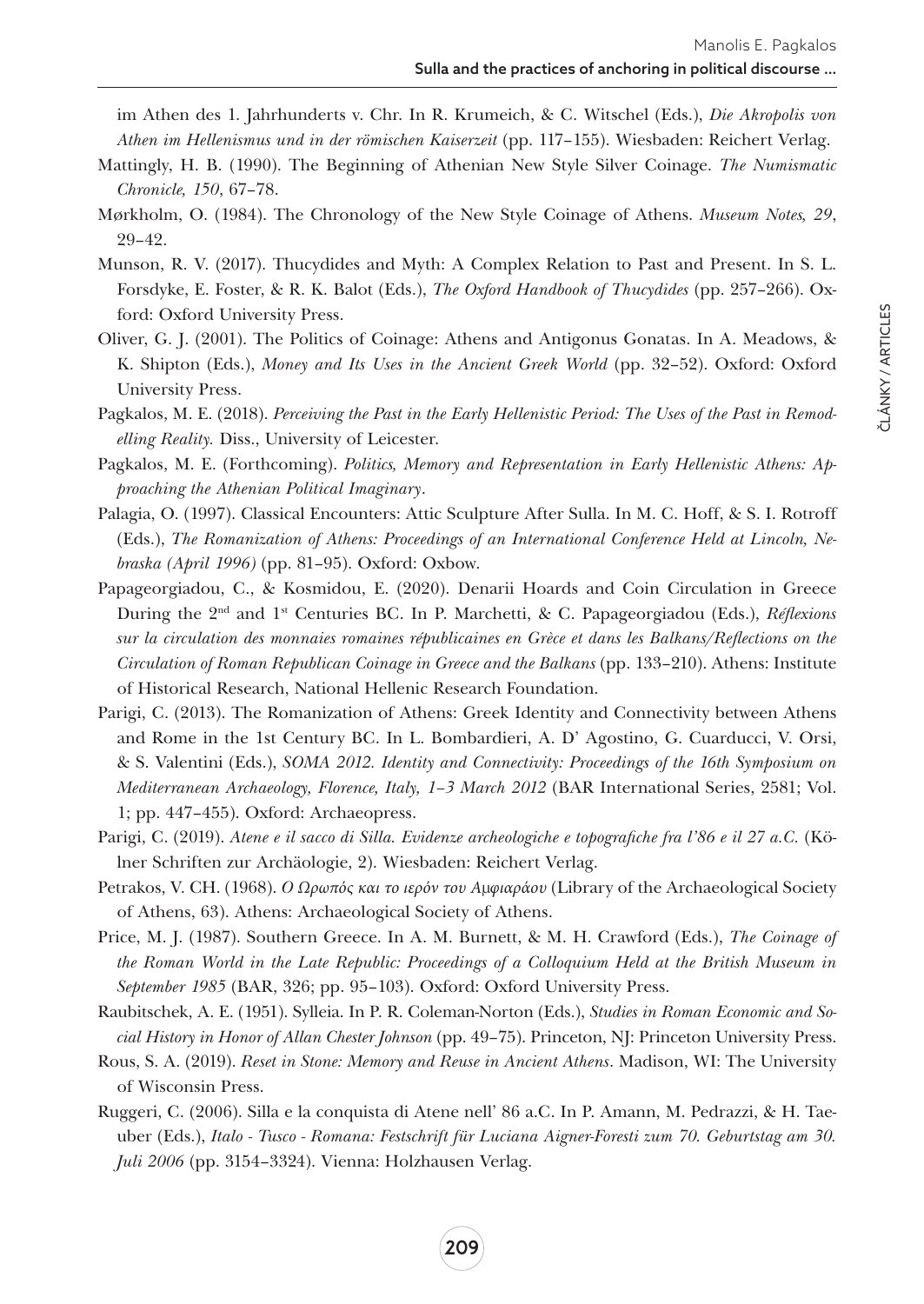im Athen des 1. Jahrhunderts v. Chr. In R. Krumeich, & C. Witschel (Eds.), *Die Akropolis von Athen im Hellenismus und in der römischen Kaiserzeit* (pp. 117–155). Wiesbaden: Reichert Verlag.

Mattingly, H. B. (1990). The Beginning of Athenian New Style Silver Coinage. *The Numismatic Chronicle, 150*, 67–78.

Mørkholm, O. (1984). The Chronology of the New Style Coinage of Athens. *Museum Notes, 29*, 29–42.

Munson, R. V. (2017). Thucydides and Myth: A Complex Relation to Past and Present. In S. L. Forsdyke, E. Foster, & R. K. Balot (Eds.), *The Oxford Handbook of Thucydides* (pp. 257–266). Oxford: Oxford University Press.

Oliver, G. J. (2001). The Politics of Coinage: Athens and Antigonus Gonatas. In A. Meadows, & K. Shipton (Eds.), *Money and Its Uses in the Ancient Greek World* (pp. 32–52). Oxford: Oxford University Press.

Pagkalos, M. E. (2018). *Perceiving the Past in the Early Hellenistic Period: The Uses of the Past in Remodelling Reality.* Diss., University of Leicester.

Pagkalos, M. E. (Forthcoming). *Politics, Memory and Representation in Early Hellenistic Athens: Approaching the Athenian Political Imaginary*.

Palagia, O. (1997). Classical Encounters: Attic Sculpture After Sulla. In M. C. Hoff, & S. I. Rotroff (Eds.), *The Romanization of Athens: Proceedings of an International Conference Held at Lincoln, Nebraska (April 1996)* (pp. 81–95). Oxford: Oxbow.

Papageorgiadou, C., & Kosmidou, E. (2020). Denarii Hoards and Coin Circulation in Greece During the 2nd and 1st Centuries BC. In P. Marchetti, & C. Papageorgiadou (Eds.), *Réflexions sur la circulation des monnaies romaines républicaines en Grèce et dans les Balkans/Reflections on the Circulation of Roman Republican Coinage in Greece and the Balkans* (pp. 133–210). Athens: Institute of Historical Research, National Hellenic Research Foundation.

Parigi, C. (2013). The Romanization of Athens: Greek Identity and Connectivity between Athens and Rome in the 1st Century BC. In L. Bombardieri, A. D' Agostino, G. Cuarducci, V. Orsi, & S. Valentini (Eds.), *SOMA 2012. Identity and Connectivity: Proceedings of the 16th Symposium on Mediterranean Archaeology, Florence, Italy, 1–3 March 2012* (BAR International Series, 2581; Vol. 1; pp. 447–455). Oxford: Archaeopress.

Parigi, C. (2019). *Atene e il sacco di Silla. Evidenze archeologiche e topografiche fra l'86 e il 27 a.C.* (Kölner Schriften zur Archäologie, 2). Wiesbaden: Reichert Verlag.

Petrakos, V. CH. (1968). *Ο Ωρωπός και το ιερόν του Αμφιαράου* (Library of the Archaeological Society of Athens, 63). Athens: Archaeological Society of Athens.

Price, M. J. (1987). Southern Greece. In A. M. Burnett, & M. H. Crawford (Eds.), *The Coinage of the Roman World in the Late Republic: Proceedings of a Colloquium Held at the British Museum in September 1985* (BAR, 326; pp. 95–103). Oxford: Oxford University Press.

Raubitschek, A. E. (1951). Sylleia. In P. R. Coleman-Norton (Eds.), *Studies in Roman Economic and Social History in Honor of Allan Chester Johnson* (pp. 49–75). Princeton, NJ: Princeton University Press.

Rous, S. A. (2019). *Reset in Stone: Memory and Reuse in Ancient Athens*. Madison, WI: The University of Wisconsin Press.

Ruggeri, C. (2006). Silla e la conquista di Atene nell' 86 a.C. In P. Amann, M. Pedrazzi, & H. Taeuber (Eds.), *Italo - Tusco - Romana: Festschrift für Luciana Aigner-Foresti zum 70. Geburtstag am 30. Juli 2006* (pp. 3154–3324). Vienna: Holzhausen Verlag.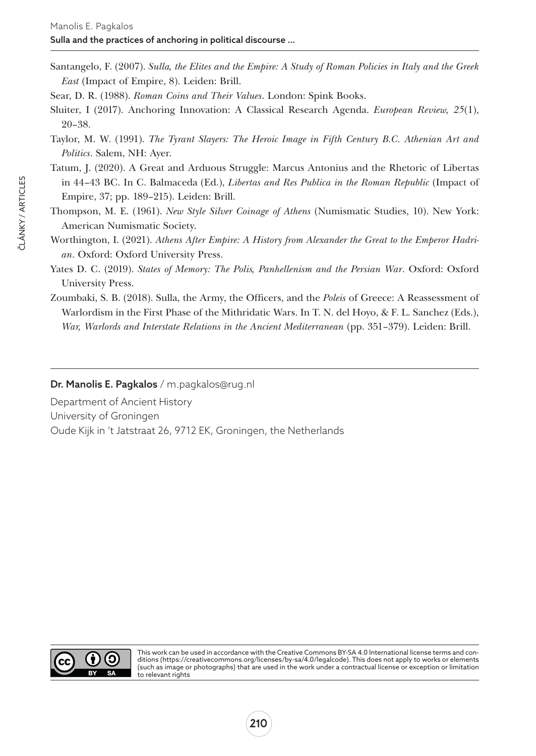Santangelo, F. (2007). *Sulla, the Elites and the Empire: A Study of Roman Policies in Italy and the Greek East* (Impact of Empire, 8). Leiden: Brill.

Sear, D. R. (1988). *Roman Coins and Their Values*. London: Spink Books.

Sluiter, I (2017). Anchoring Innovation: A Classical Research Agenda. *European Review, 25*(1), 20–38.

Taylor, M. W. (1991). *The Tyrant Slayers: The Heroic Image in Fifth Century B.C. Athenian Art and Politics*. Salem, NH: Ayer.

Tatum, J. (2020). A Great and Arduous Struggle: Marcus Antonius and the Rhetoric of Libertas in 44–43 BC. In C. Balmaceda (Ed.), *Libertas and Res Publica in the Roman Republic* (Impact of Empire, 37; pp. 189–215). Leiden: Brill.

Thompson, M. E. (1961). *New Style Silver Coinage of Athens* (Numismatic Studies, 10). New York: American Numismatic Society.

Worthington, I. (2021). *Athens After Empire: A History from Alexander the Great to the Emperor Hadrian*. Oxford: Oxford University Press.

Yates D. C. (2019). *States of Memory: The Polis, Panhellenism and the Persian War*. Oxford: Oxford University Press.

Zoumbaki, S. B. (2018). Sulla, the Army, the Officers, and the *Poleis* of Greece: A Reassessment of Warlordism in the First Phase of the Mithridatic Wars. In T. N. del Hoyo, & F. L. Sanchez (Eds.), *War, Warlords and Interstate Relations in the Ancient Mediterranean* (pp. 351–379). Leiden: Brill.

---

**Dr. Manolis E. Pagkalos** / m.pagkalos@rug.nl

Department of Ancient History
University of Groningen
Oude Kijk in 't Jatstraat 26, 9712 EK, Groningen, the Netherlands

This work can be used in accordance with the Creative Commons BY-SA 4.0 International license terms and conditions (https://creativecommons.org/licenses/by-sa/4.0/legalcode). This does not apply to works or elements (such as image or photographs) that are used in the work under a contractual license or exception or limitation to relevant rights